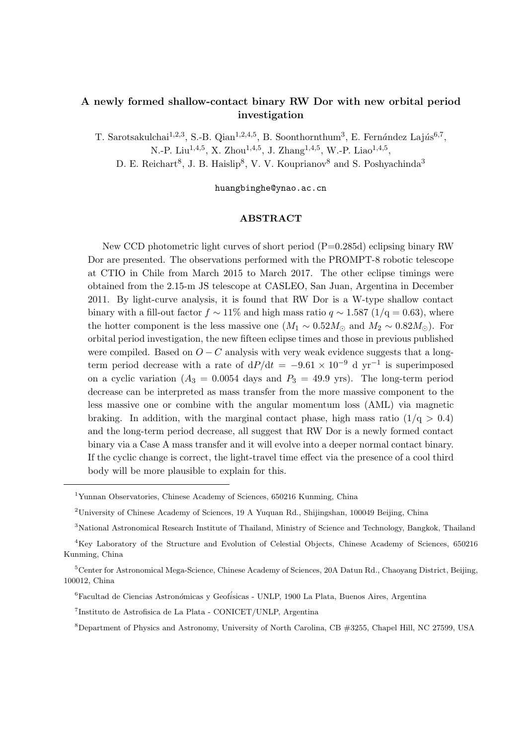# A newly formed shallow-contact binary RW Dor with new orbital period investigation

T. Sarotsakulchai[1,2,3], S.-B. Qian[1,2,4,5], B. Soonthornthum[3], E. Fernández Lajús[6,7], N.-P. Liu[1,4,5], X. Zhou[1,4,5], J. Zhang[1,4,5], W.-P. Liao[1,4,5], D. E. Reichart[8], J. B. Haislip[8], V. V. Kouprianov[8] and S. Poshyachinda[3]

huangbinghe@ynao.ac.cn

## ABSTRACT

New CCD photometric light curves of short period (P=0.285d) eclipsing binary RW Dor are presented. The observations performed with the PROMPT-8 robotic telescope at CTIO in Chile from March 2015 to March 2017. The other eclipse timings were obtained from the 2.15-m JS telescope at CASLEO, San Juan, Argentina in December 2011. By light-curve analysis, it is found that RW Dor is a W-type shallow contact binary with a fill-out factor $f \sim 11\%$ and high mass ratio $q \sim 1.587$ ($1/q = 0.63$), where the hotter component is the less massive one ($M_1 \sim 0.52 M_\odot$ and $M_2 \sim 0.82 M_\odot$). For orbital period investigation, the new fifteen eclipse times and those in previous published were compiled. Based on $O - C$ analysis with very weak evidence suggests that a long-term period decrease with a rate of $\mathrm{d}P/\mathrm{d}t = -9.61 \times 10^{-9}$ d yr$^{-1}$ is superimposed on a cyclic variation ($A_3 = 0.0054$ days and $P_3 = 49.9$ yrs). The long-term period decrease can be interpreted as mass transfer from the more massive component to the less massive one or combine with the angular momentum loss (AML) via magnetic braking. In addition, with the marginal contact phase, high mass ratio ($1/q > 0.4$) and the long-term period decrease, all suggest that RW Dor is a newly formed contact binary via a Case A mass transfer and it will evolve into a deeper normal contact binary. If the cyclic change is correct, the light-travel time effect via the presence of a cool third body will be more plausible to explain for this.

---

[1]Yunnan Observatories, Chinese Academy of Sciences, 650216 Kunming, China

[2]University of Chinese Academy of Sciences, 19 A Yuquan Rd., Shijingshan, 100049 Beijing, China

[3]National Astronomical Research Institute of Thailand, Ministry of Science and Technology, Bangkok, Thailand

[4]Key Laboratory of the Structure and Evolution of Celestial Objects, Chinese Academy of Sciences, 650216 Kunming, China

[5]Center for Astronomical Mega-Science, Chinese Academy of Sciences, 20A Datun Rd., Chaoyang District, Beijing, 100012, China

[6]Facultad de Ciencias Astronómicas y Geofísicas - UNLP, 1900 La Plata, Buenos Aires, Argentina

[7]Instituto de Astrofisica de La Plata - CONICET/UNLP, Argentina

[8]Department of Physics and Astronomy, University of North Carolina, CB #3255, Chapel Hill, NC 27599, USA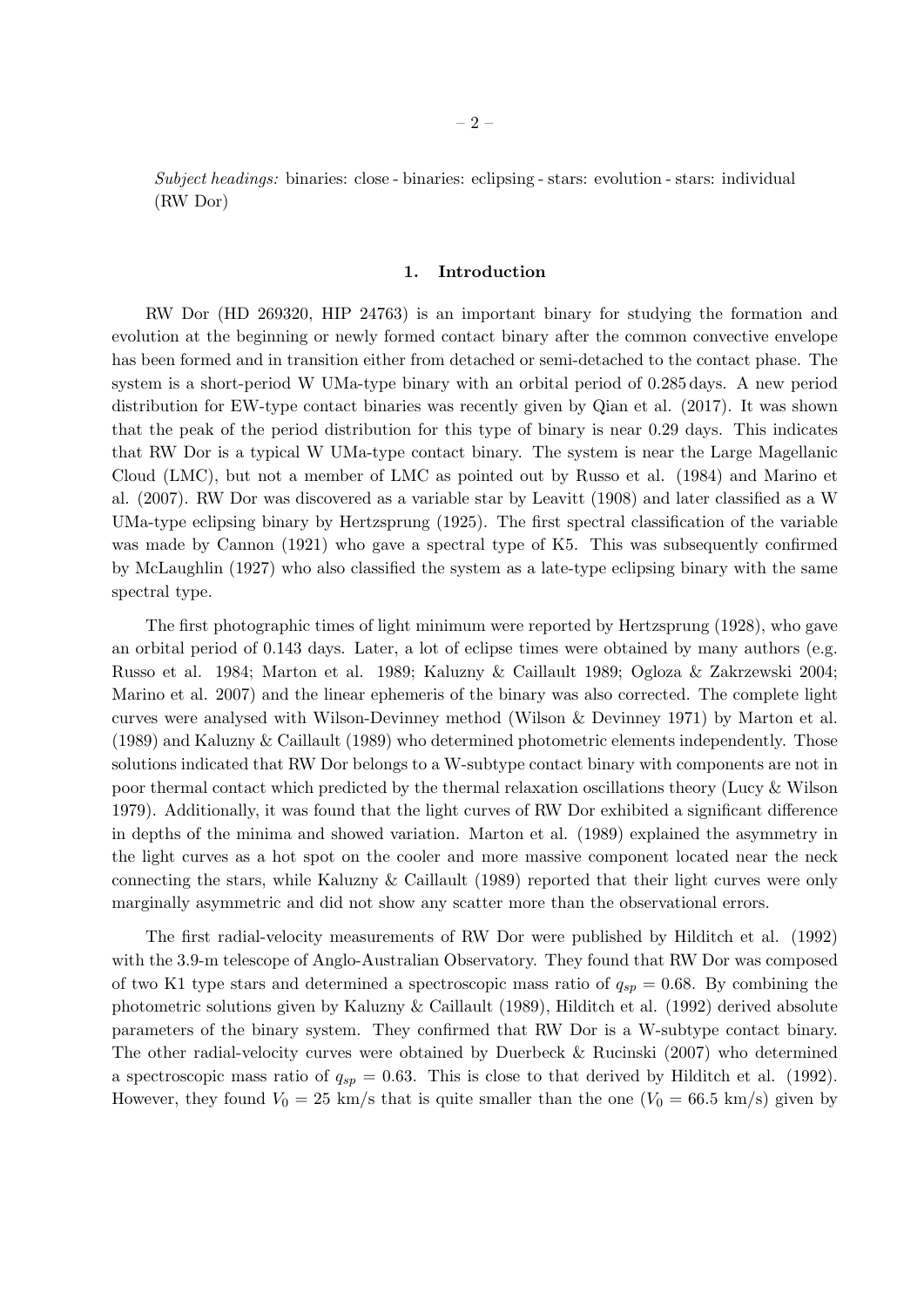*Subject headings:* binaries: close - binaries: eclipsing - stars: evolution - stars: individual (RW Dor)

## 1. Introduction

RW Dor (HD 269320, HIP 24763) is an important binary for studying the formation and evolution at the beginning or newly formed contact binary after the common convective envelope has been formed and in transition either from detached or semi-detached to the contact phase. The system is a short-period W UMa-type binary with an orbital period of 0.285 days. A new period distribution for EW-type contact binaries was recently given by Qian et al. (2017). It was shown that the peak of the period distribution for this type of binary is near 0.29 days. This indicates that RW Dor is a typical W UMa-type contact binary. The system is near the Large Magellanic Cloud (LMC), but not a member of LMC as pointed out by Russo et al. (1984) and Marino et al. (2007). RW Dor was discovered as a variable star by Leavitt (1908) and later classified as a W UMa-type eclipsing binary by Hertzsprung (1925). The first spectral classification of the variable was made by Cannon (1921) who gave a spectral type of K5. This was subsequently confirmed by McLaughlin (1927) who also classified the system as a late-type eclipsing binary with the same spectral type.

The first photographic times of light minimum were reported by Hertzsprung (1928), who gave an orbital period of 0.143 days. Later, a lot of eclipse times were obtained by many authors (e.g. Russo et al. 1984; Marton et al. 1989; Kaluzny & Caillault 1989; Ogloza & Zakrzewski 2004; Marino et al. 2007) and the linear ephemeris of the binary was also corrected. The complete light curves were analysed with Wilson-Devinney method (Wilson & Devinney 1971) by Marton et al. (1989) and Kaluzny & Caillault (1989) who determined photometric elements independently. Those solutions indicated that RW Dor belongs to a W-subtype contact binary with components are not in poor thermal contact which predicted by the thermal relaxation oscillations theory (Lucy & Wilson 1979). Additionally, it was found that the light curves of RW Dor exhibited a significant difference in depths of the minima and showed variation. Marton et al. (1989) explained the asymmetry in the light curves as a hot spot on the cooler and more massive component located near the neck connecting the stars, while Kaluzny & Caillault (1989) reported that their light curves were only marginally asymmetric and did not show any scatter more than the observational errors.

The first radial-velocity measurements of RW Dor were published by Hilditch et al. (1992) with the 3.9-m telescope of Anglo-Australian Observatory. They found that RW Dor was composed of two K1 type stars and determined a spectroscopic mass ratio of $q_{sp} = 0.68$. By combining the photometric solutions given by Kaluzny & Caillault (1989), Hilditch et al. (1992) derived absolute parameters of the binary system. They confirmed that RW Dor is a W-subtype contact binary. The other radial-velocity curves were obtained by Duerbeck & Rucinski (2007) who determined a spectroscopic mass ratio of $q_{sp} = 0.63$. This is close to that derived by Hilditch et al. (1992). However, they found $V_0 = 25$ km/s that is quite smaller than the one ($V_0 = 66.5$ km/s) given by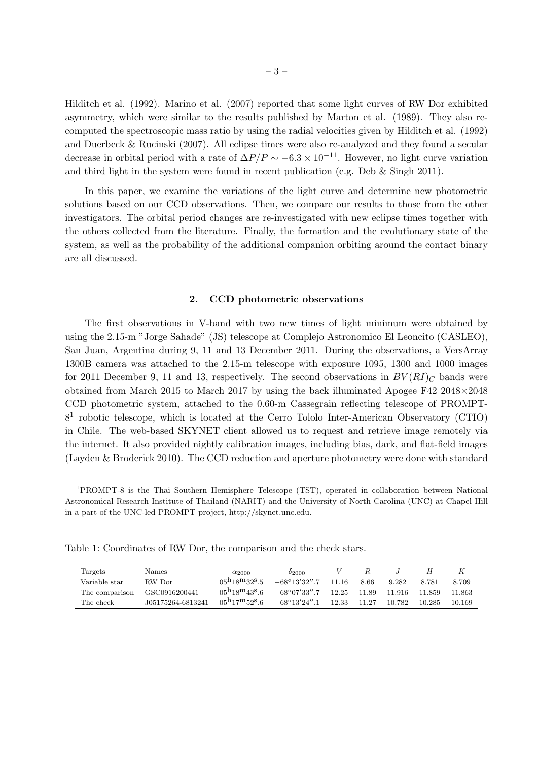Hilditch et al. (1992). Marino et al. (2007) reported that some light curves of RW Dor exhibited asymmetry, which were similar to the results published by Marton et al. (1989). They also re-computed the spectroscopic mass ratio by using the radial velocities given by Hilditch et al. (1992) and Duerbeck & Rucinski (2007). All eclipse times were also re-analyzed and they found a secular decrease in orbital period with a rate of $\Delta P/P \sim -6.3 \times 10^{-11}$. However, no light curve variation and third light in the system were found in recent publication (e.g. Deb & Singh 2011).

In this paper, we examine the variations of the light curve and determine new photometric solutions based on our CCD observations. Then, we compare our results to those from the other investigators. The orbital period changes are re-investigated with new eclipse times together with the others collected from the literature. Finally, the formation and the evolutionary state of the system, as well as the probability of the additional companion orbiting around the contact binary are all discussed.

## 2. CCD photometric observations

The first observations in V-band with two new times of light minimum were obtained by using the 2.15-m "Jorge Sahade" (JS) telescope at Complejo Astronomico El Leoncito (CASLEO), San Juan, Argentina during 9, 11 and 13 December 2011. During the observations, a VersArray 1300B camera was attached to the 2.15-m telescope with exposure 1095, 1300 and 1000 images for 2011 December 9, 11 and 13, respectively. The second observations in $BV(RI)_C$ bands were obtained from March 2015 to March 2017 by using the back illuminated Apogee F42 2048×2048 CCD photometric system, attached to the 0.60-m Cassegrain reflecting telescope of PROMPT-8[1] robotic telescope, which is located at the Cerro Tololo Inter-American Observatory (CTIO) in Chile. The web-based SKYNET client allowed us to request and retrieve image remotely via the internet. It also provided nightly calibration images, including bias, dark, and flat-field images (Layden & Broderick 2010). The CCD reduction and aperture photometry were done with standard

[1]PROMPT-8 is the Thai Southern Hemisphere Telescope (TST), operated in collaboration between National Astronomical Research Institute of Thailand (NARIT) and the University of North Carolina (UNC) at Chapel Hill in a part of the UNC-led PROMPT project, http://skynet.unc.edu.

Table 1: Coordinates of RW Dor, the comparison and the check stars.

| Targets | Names | $\alpha_{2000}$ | $\delta_{2000}$ | $V$ | $R$ | $J$ | $H$ | $K$ |
|---|---|---|---|---|---|---|---|---|
| Variable star | RW Dor | $05^{h}18^{m}32^{s}.5$ | $-68^{\circ}13'32''.7$ | 11.16 | 8.66 | 9.282 | 8.781 | 8.709 |
| The comparison | GSC0916200441 | $05^{h}18^{m}43^{s}.6$ | $-68^{\circ}07'33''.7$ | 12.25 | 11.89 | 11.916 | 11.859 | 11.863 |
| The check | J05175264-6813241 | $05^{h}17^{m}52^{s}.6$ | $-68^{\circ}13'24''.1$ | 12.33 | 11.27 | 10.782 | 10.285 | 10.169 |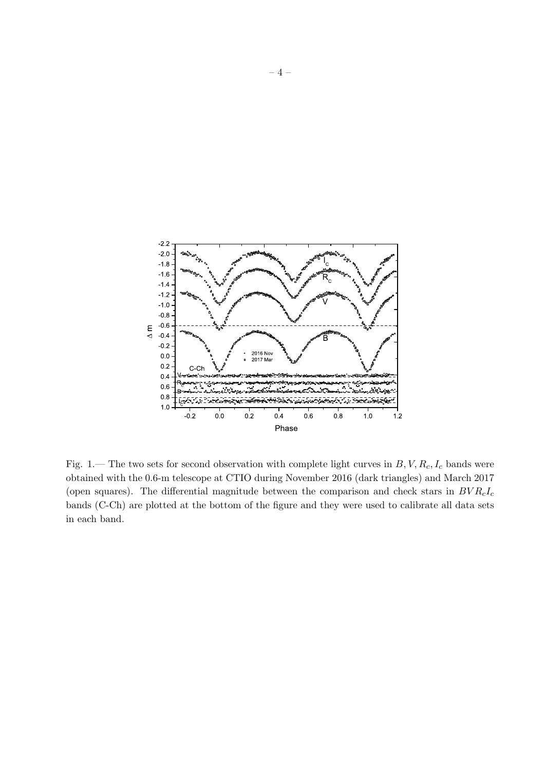Fig. 1.— The two sets for second observation with complete light curves in $B, V, R_c, I_c$ bands were obtained with the 0.6-m telescope at CTIO during November 2016 (dark triangles) and March 2017 (open squares). The differential magnitude between the comparison and check stars in $BVR_cI_c$ bands (C-Ch) are plotted at the bottom of the figure and they were used to calibrate all data sets in each band.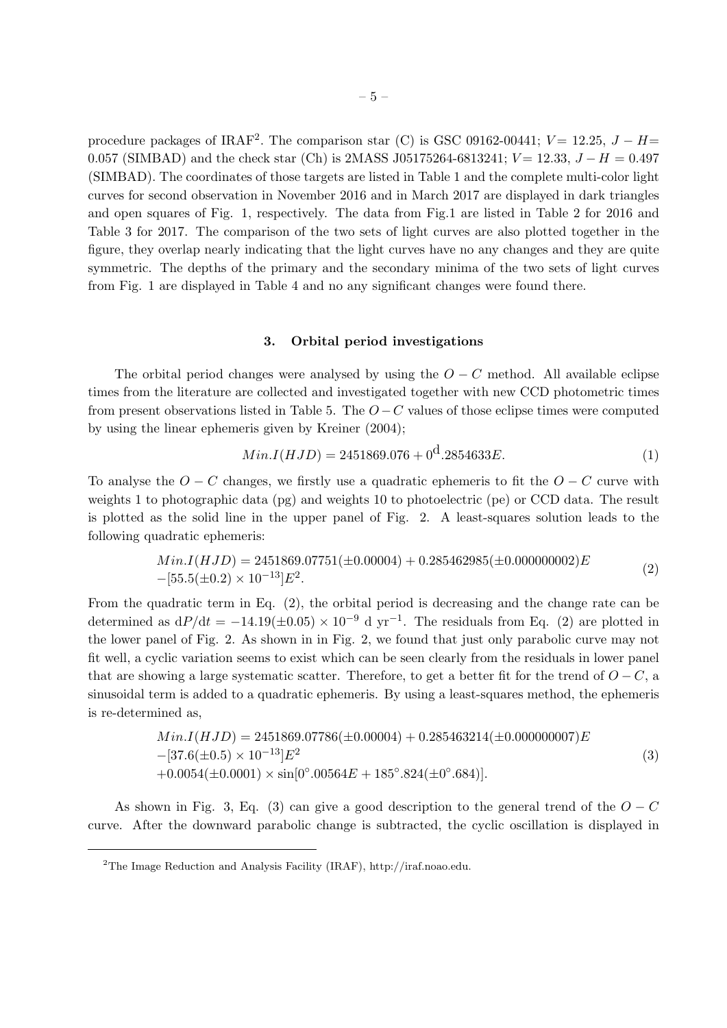procedure packages of IRAF[2]. The comparison star (C) is GSC 09162-00441; $V = 12.25$, $J-H = 0.057$ (SIMBAD) and the check star (Ch) is 2MASS J05175264-6813241; $V = 12.33$, $J-H = 0.497$ (SIMBAD). The coordinates of those targets are listed in Table 1 and the complete multi-color light curves for second observation in November 2016 and in March 2017 are displayed in dark triangles and open squares of Fig. 1, respectively. The data from Fig.1 are listed in Table 2 for 2016 and Table 3 for 2017. The comparison of the two sets of light curves are also plotted together in the figure, they overlap nearly indicating that the light curves have no any changes and they are quite symmetric. The depths of the primary and the secondary minima of the two sets of light curves from Fig. 1 are displayed in Table 4 and no any significant changes were found there.

### 3. Orbital period investigations

The orbital period changes were analysed by using the $O-C$ method. All available eclipse times from the literature are collected and investigated together with new CCD photometric times from present observations listed in Table 5. The $O-C$ values of those eclipse times were computed by using the linear ephemeris given by Kreiner (2004);

$$Min.I(HJD) = 2451869.076 + 0^{\rm d}.2854633E. \tag{1}$$

To analyse the $O-C$ changes, we firstly use a quadratic ephemeris to fit the $O-C$ curve with weights 1 to photographic data (pg) and weights 10 to photoelectric (pe) or CCD data. The result is plotted as the solid line in the upper panel of Fig. 2. A least-squares solution leads to the following quadratic ephemeris:

$$\begin{aligned} Min.I(HJD) &= 2451869.07751(\pm 0.00004) + 0.285462985(\pm 0.000000002)E \\ &-[55.5(\pm 0.2)\times 10^{-13}]E^2. \end{aligned} \tag{2}$$

From the quadratic term in Eq. (2), the orbital period is decreasing and the change rate can be determined as $\mathrm{d}P/\mathrm{d}t = -14.19(\pm 0.05)\times 10^{-9}$ d yr$^{-1}$. The residuals from Eq. (2) are plotted in the lower panel of Fig. 2. As shown in in Fig. 2, we found that just only parabolic curve may not fit well, a cyclic variation seems to exist which can be seen clearly from the residuals in lower panel that are showing a large systematic scatter. Therefore, to get a better fit for the trend of $O-C$, a sinusoidal term is added to a quadratic ephemeris. By using a least-squares method, the ephemeris is re-determined as,

$$\begin{aligned} Min.I(HJD) &= 2451869.07786(\pm 0.00004) + 0.285463214(\pm 0.000000007)E \\ &-[37.6(\pm 0.5)\times 10^{-13}]E^2 \\ &+0.0054(\pm 0.0001)\times \sin[0^{\circ}.00564E + 185^{\circ}.824(\pm 0^{\circ}.684)]. \end{aligned} \tag{3}$$

As shown in Fig. 3, Eq. (3) can give a good description to the general trend of the $O-C$ curve. After the downward parabolic change is subtracted, the cyclic oscillation is displayed in

[2]The Image Reduction and Analysis Facility (IRAF), http://iraf.noao.edu.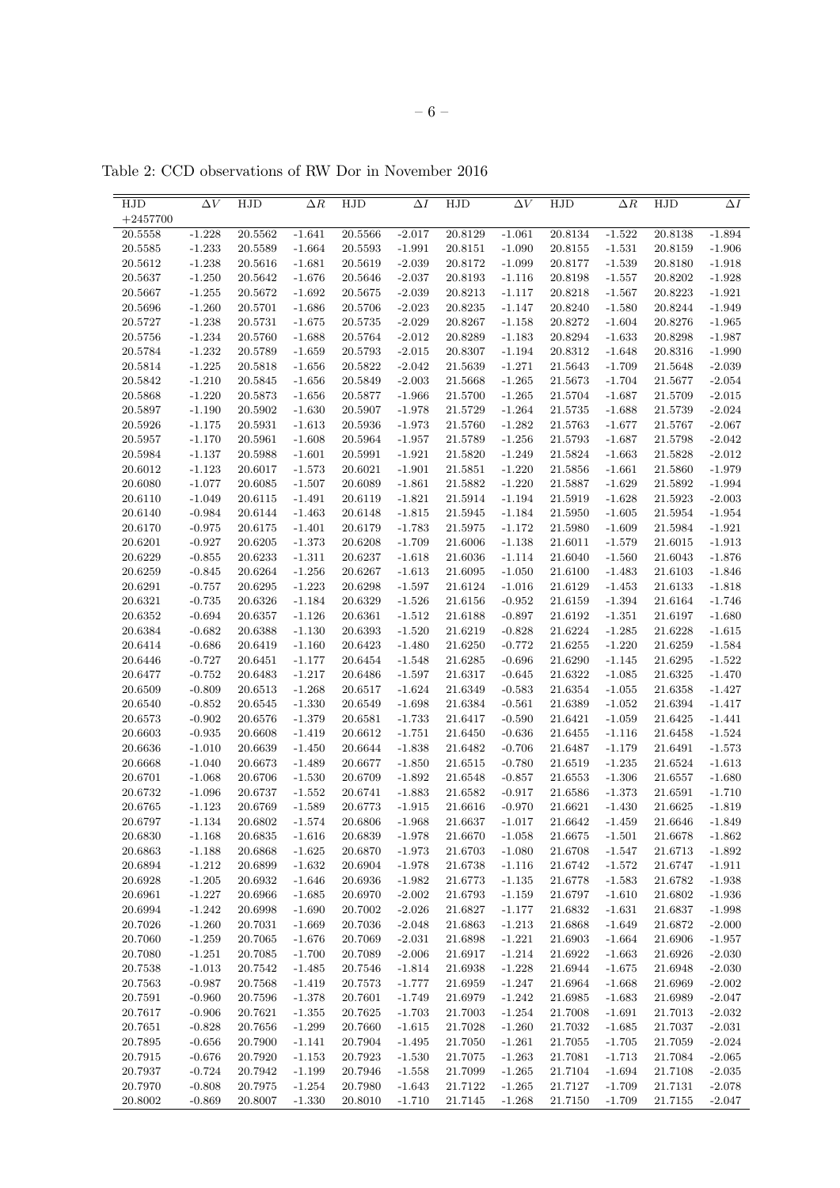Table 2: CCD observations of RW Dor in November 2016

| HJD +2457700 | $\Delta V$ | HJD | $\Delta R$ | HJD | $\Delta I$ | HJD | $\Delta V$ | HJD | $\Delta R$ | HJD | $\Delta I$ |
|---|---|---|---|---|---|---|---|---|---|---|---|
| 20.5558 | -1.228 | 20.5562 | -1.641 | 20.5566 | -2.017 | 20.8129 | -1.061 | 20.8134 | -1.522 | 20.8138 | -1.894 |
| 20.5585 | -1.233 | 20.5589 | -1.664 | 20.5593 | -1.991 | 20.8151 | -1.090 | 20.8155 | -1.531 | 20.8159 | -1.906 |
| 20.5612 | -1.238 | 20.5616 | -1.681 | 20.5619 | -2.039 | 20.8172 | -1.099 | 20.8177 | -1.539 | 20.8180 | -1.918 |
| 20.5637 | -1.250 | 20.5642 | -1.676 | 20.5646 | -2.037 | 20.8193 | -1.116 | 20.8198 | -1.557 | 20.8202 | -1.928 |
| 20.5667 | -1.255 | 20.5672 | -1.692 | 20.5675 | -2.039 | 20.8213 | -1.117 | 20.8218 | -1.567 | 20.8223 | -1.921 |
| 20.5696 | -1.260 | 20.5701 | -1.686 | 20.5706 | -2.023 | 20.8235 | -1.147 | 20.8240 | -1.580 | 20.8244 | -1.949 |
| 20.5727 | -1.238 | 20.5731 | -1.675 | 20.5735 | -2.029 | 20.8267 | -1.158 | 20.8272 | -1.604 | 20.8276 | -1.965 |
| 20.5756 | -1.234 | 20.5760 | -1.688 | 20.5764 | -2.012 | 20.8289 | -1.183 | 20.8294 | -1.633 | 20.8298 | -1.987 |
| 20.5784 | -1.232 | 20.5789 | -1.659 | 20.5793 | -2.015 | 20.8307 | -1.194 | 20.8312 | -1.648 | 20.8316 | -1.990 |
| 20.5814 | -1.225 | 20.5818 | -1.656 | 20.5822 | -2.042 | 21.5639 | -1.271 | 21.5643 | -1.709 | 21.5648 | -2.039 |
| 20.5842 | -1.210 | 20.5845 | -1.656 | 20.5849 | -2.003 | 21.5668 | -1.265 | 21.5673 | -1.704 | 21.5677 | -2.054 |
| 20.5868 | -1.220 | 20.5873 | -1.656 | 20.5877 | -1.966 | 21.5700 | -1.265 | 21.5704 | -1.687 | 21.5709 | -2.015 |
| 20.5897 | -1.190 | 20.5902 | -1.630 | 20.5907 | -1.978 | 21.5729 | -1.264 | 21.5735 | -1.688 | 21.5739 | -2.024 |
| 20.5926 | -1.175 | 20.5931 | -1.613 | 20.5936 | -1.973 | 21.5760 | -1.282 | 21.5763 | -1.677 | 21.5767 | -2.067 |
| 20.5957 | -1.170 | 20.5961 | -1.608 | 20.5964 | -1.957 | 21.5789 | -1.256 | 21.5793 | -1.687 | 21.5798 | -2.042 |
| 20.5984 | -1.137 | 20.5988 | -1.601 | 20.5991 | -1.921 | 21.5820 | -1.249 | 21.5824 | -1.663 | 21.5828 | -2.012 |
| 20.6012 | -1.123 | 20.6017 | -1.573 | 20.6021 | -1.901 | 21.5851 | -1.220 | 21.5856 | -1.661 | 21.5860 | -1.979 |
| 20.6080 | -1.077 | 20.6085 | -1.507 | 20.6089 | -1.861 | 21.5882 | -1.220 | 21.5887 | -1.629 | 21.5892 | -1.994 |
| 20.6110 | -1.049 | 20.6115 | -1.491 | 20.6119 | -1.821 | 21.5914 | -1.194 | 21.5919 | -1.628 | 21.5923 | -2.003 |
| 20.6140 | -0.984 | 20.6144 | -1.463 | 20.6148 | -1.815 | 21.5945 | -1.184 | 21.5950 | -1.605 | 21.5954 | -1.954 |
| 20.6170 | -0.975 | 20.6175 | -1.401 | 20.6179 | -1.783 | 21.5975 | -1.172 | 21.5980 | -1.609 | 21.5984 | -1.921 |
| 20.6201 | -0.927 | 20.6205 | -1.373 | 20.6208 | -1.709 | 21.6006 | -1.138 | 21.6011 | -1.579 | 21.6015 | -1.913 |
| 20.6229 | -0.855 | 20.6233 | -1.311 | 20.6237 | -1.618 | 21.6036 | -1.114 | 21.6040 | -1.560 | 21.6043 | -1.876 |
| 20.6259 | -0.845 | 20.6264 | -1.256 | 20.6267 | -1.613 | 21.6095 | -1.050 | 21.6100 | -1.483 | 21.6103 | -1.846 |
| 20.6291 | -0.757 | 20.6295 | -1.223 | 20.6298 | -1.597 | 21.6124 | -1.016 | 21.6129 | -1.453 | 21.6133 | -1.818 |
| 20.6321 | -0.735 | 20.6326 | -1.184 | 20.6329 | -1.526 | 21.6156 | -0.952 | 21.6159 | -1.394 | 21.6164 | -1.746 |
| 20.6352 | -0.694 | 20.6357 | -1.126 | 20.6361 | -1.512 | 21.6188 | -0.897 | 21.6192 | -1.351 | 21.6197 | -1.680 |
| 20.6384 | -0.682 | 20.6388 | -1.130 | 20.6393 | -1.520 | 21.6219 | -0.828 | 21.6224 | -1.285 | 21.6228 | -1.615 |
| 20.6414 | -0.686 | 20.6419 | -1.160 | 20.6423 | -1.480 | 21.6250 | -0.772 | 21.6255 | -1.220 | 21.6259 | -1.584 |
| 20.6446 | -0.727 | 20.6451 | -1.177 | 20.6454 | -1.548 | 21.6285 | -0.696 | 21.6290 | -1.145 | 21.6295 | -1.522 |
| 20.6477 | -0.752 | 20.6483 | -1.217 | 20.6486 | -1.597 | 21.6317 | -0.645 | 21.6322 | -1.085 | 21.6325 | -1.470 |
| 20.6509 | -0.809 | 20.6513 | -1.268 | 20.6517 | -1.624 | 21.6349 | -0.583 | 21.6354 | -1.055 | 21.6358 | -1.427 |
| 20.6540 | -0.852 | 20.6545 | -1.330 | 20.6549 | -1.698 | 21.6384 | -0.561 | 21.6389 | -1.052 | 21.6394 | -1.417 |
| 20.6573 | -0.902 | 20.6576 | -1.379 | 20.6581 | -1.733 | 21.6417 | -0.590 | 21.6421 | -1.059 | 21.6425 | -1.441 |
| 20.6603 | -0.935 | 20.6608 | -1.419 | 20.6612 | -1.751 | 21.6450 | -0.636 | 21.6455 | -1.116 | 21.6458 | -1.524 |
| 20.6636 | -1.010 | 20.6639 | -1.450 | 20.6644 | -1.838 | 21.6482 | -0.706 | 21.6487 | -1.179 | 21.6491 | -1.573 |
| 20.6668 | -1.040 | 20.6673 | -1.489 | 20.6677 | -1.850 | 21.6515 | -0.780 | 21.6519 | -1.235 | 21.6524 | -1.613 |
| 20.6701 | -1.068 | 20.6706 | -1.530 | 20.6709 | -1.892 | 21.6548 | -0.857 | 21.6553 | -1.306 | 21.6557 | -1.680 |
| 20.6732 | -1.096 | 20.6737 | -1.552 | 20.6741 | -1.883 | 21.6582 | -0.917 | 21.6586 | -1.373 | 21.6591 | -1.710 |
| 20.6765 | -1.123 | 20.6769 | -1.589 | 20.6773 | -1.915 | 21.6616 | -0.970 | 21.6621 | -1.430 | 21.6625 | -1.819 |
| 20.6797 | -1.134 | 20.6802 | -1.574 | 20.6806 | -1.968 | 21.6637 | -1.017 | 21.6642 | -1.459 | 21.6646 | -1.849 |
| 20.6830 | -1.168 | 20.6835 | -1.616 | 20.6839 | -1.978 | 21.6670 | -1.058 | 21.6675 | -1.501 | 21.6678 | -1.862 |
| 20.6863 | -1.188 | 20.6868 | -1.625 | 20.6870 | -1.973 | 21.6703 | -1.080 | 21.6708 | -1.547 | 21.6713 | -1.892 |
| 20.6894 | -1.212 | 20.6899 | -1.632 | 20.6904 | -1.978 | 21.6738 | -1.116 | 21.6742 | -1.572 | 21.6747 | -1.911 |
| 20.6928 | -1.205 | 20.6932 | -1.646 | 20.6936 | -1.982 | 21.6773 | -1.135 | 21.6778 | -1.583 | 21.6782 | -1.938 |
| 20.6961 | -1.227 | 20.6966 | -1.685 | 20.6970 | -2.002 | 21.6793 | -1.159 | 21.6797 | -1.610 | 21.6802 | -1.936 |
| 20.6994 | -1.242 | 20.6998 | -1.690 | 20.7002 | -2.026 | 21.6827 | -1.177 | 21.6832 | -1.631 | 21.6837 | -1.998 |
| 20.7026 | -1.260 | 20.7031 | -1.669 | 20.7036 | -2.048 | 21.6863 | -1.213 | 21.6868 | -1.649 | 21.6872 | -2.000 |
| 20.7060 | -1.259 | 20.7065 | -1.676 | 20.7069 | -2.031 | 21.6898 | -1.221 | 21.6903 | -1.664 | 21.6906 | -1.957 |
| 20.7080 | -1.251 | 20.7085 | -1.700 | 20.7089 | -2.006 | 21.6917 | -1.214 | 21.6922 | -1.663 | 21.6926 | -2.030 |
| 20.7538 | -1.013 | 20.7542 | -1.485 | 20.7546 | -1.814 | 21.6938 | -1.228 | 21.6944 | -1.675 | 21.6948 | -2.030 |
| 20.7563 | -0.987 | 20.7568 | -1.419 | 20.7573 | -1.777 | 21.6959 | -1.247 | 21.6964 | -1.668 | 21.6969 | -2.002 |
| 20.7591 | -0.960 | 20.7596 | -1.378 | 20.7601 | -1.749 | 21.6979 | -1.242 | 21.6985 | -1.683 | 21.6989 | -2.047 |
| 20.7617 | -0.906 | 20.7621 | -1.355 | 20.7625 | -1.703 | 21.7003 | -1.254 | 21.7008 | -1.691 | 21.7013 | -2.032 |
| 20.7651 | -0.828 | 20.7656 | -1.299 | 20.7660 | -1.615 | 21.7028 | -1.260 | 21.7032 | -1.685 | 21.7037 | -2.031 |
| 20.7895 | -0.656 | 20.7900 | -1.141 | 20.7904 | -1.495 | 21.7050 | -1.261 | 21.7055 | -1.705 | 21.7059 | -2.024 |
| 20.7915 | -0.676 | 20.7920 | -1.153 | 20.7923 | -1.530 | 21.7075 | -1.263 | 21.7081 | -1.713 | 21.7084 | -2.065 |
| 20.7937 | -0.724 | 20.7942 | -1.199 | 20.7946 | -1.558 | 21.7099 | -1.265 | 21.7104 | -1.694 | 21.7108 | -2.035 |
| 20.7970 | -0.808 | 20.7975 | -1.254 | 20.7980 | -1.643 | 21.7122 | -1.265 | 21.7127 | -1.709 | 21.7131 | -2.078 |
| 20.8002 | -0.869 | 20.8007 | -1.330 | 20.8010 | -1.710 | 21.7145 | -1.268 | 21.7150 | -1.709 | 21.7155 | -2.047 |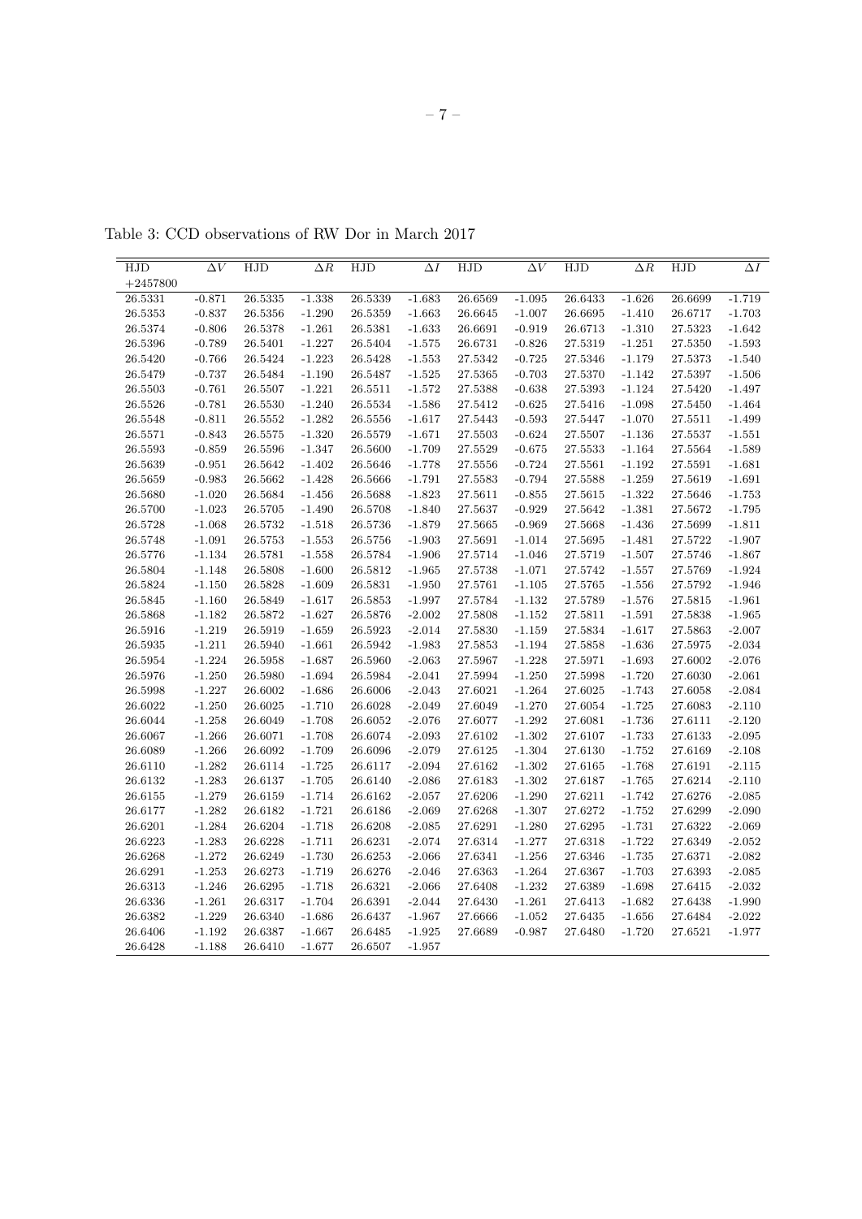Table 3: CCD observations of RW Dor in March 2017

| HJD +2457800 | $\Delta V$ | HJD | $\Delta R$ | HJD | $\Delta I$ | HJD | $\Delta V$ | HJD | $\Delta R$ | HJD | $\Delta I$ |
|---|---|---|---|---|---|---|---|---|---|---|---|
| 26.5331 | -0.871 | 26.5335 | -1.338 | 26.5339 | -1.683 | 26.6569 | -1.095 | 26.6433 | -1.626 | 26.6699 | -1.719 |
| 26.5353 | -0.837 | 26.5356 | -1.290 | 26.5359 | -1.663 | 26.6645 | -1.007 | 26.6695 | -1.410 | 26.6717 | -1.703 |
| 26.5374 | -0.806 | 26.5378 | -1.261 | 26.5381 | -1.633 | 26.6691 | -0.919 | 26.6713 | -1.310 | 27.5323 | -1.642 |
| 26.5396 | -0.789 | 26.5401 | -1.227 | 26.5404 | -1.575 | 26.6731 | -0.826 | 27.5319 | -1.251 | 27.5350 | -1.593 |
| 26.5420 | -0.766 | 26.5424 | -1.223 | 26.5428 | -1.553 | 27.5342 | -0.725 | 27.5346 | -1.179 | 27.5373 | -1.540 |
| 26.5479 | -0.737 | 26.5484 | -1.190 | 26.5487 | -1.525 | 27.5365 | -0.703 | 27.5370 | -1.142 | 27.5397 | -1.506 |
| 26.5503 | -0.761 | 26.5507 | -1.221 | 26.5511 | -1.572 | 27.5388 | -0.638 | 27.5393 | -1.124 | 27.5420 | -1.497 |
| 26.5526 | -0.781 | 26.5530 | -1.240 | 26.5534 | -1.586 | 27.5412 | -0.625 | 27.5416 | -1.098 | 27.5450 | -1.464 |
| 26.5548 | -0.811 | 26.5552 | -1.282 | 26.5556 | -1.617 | 27.5443 | -0.593 | 27.5447 | -1.070 | 27.5511 | -1.499 |
| 26.5571 | -0.843 | 26.5575 | -1.320 | 26.5579 | -1.671 | 27.5503 | -0.624 | 27.5507 | -1.136 | 27.5537 | -1.551 |
| 26.5593 | -0.859 | 26.5596 | -1.347 | 26.5600 | -1.709 | 27.5529 | -0.675 | 27.5533 | -1.164 | 27.5564 | -1.589 |
| 26.5639 | -0.951 | 26.5642 | -1.402 | 26.5646 | -1.778 | 27.5556 | -0.724 | 27.5561 | -1.192 | 27.5591 | -1.681 |
| 26.5659 | -0.983 | 26.5662 | -1.428 | 26.5666 | -1.791 | 27.5583 | -0.794 | 27.5588 | -1.259 | 27.5619 | -1.691 |
| 26.5680 | -1.020 | 26.5684 | -1.456 | 26.5688 | -1.823 | 27.5611 | -0.855 | 27.5615 | -1.322 | 27.5646 | -1.753 |
| 26.5700 | -1.023 | 26.5705 | -1.490 | 26.5708 | -1.840 | 27.5637 | -0.929 | 27.5642 | -1.381 | 27.5672 | -1.795 |
| 26.5728 | -1.068 | 26.5732 | -1.518 | 26.5736 | -1.879 | 27.5665 | -0.969 | 27.5668 | -1.436 | 27.5699 | -1.811 |
| 26.5748 | -1.091 | 26.5753 | -1.553 | 26.5756 | -1.903 | 27.5691 | -1.014 | 27.5695 | -1.481 | 27.5722 | -1.907 |
| 26.5776 | -1.134 | 26.5781 | -1.558 | 26.5784 | -1.906 | 27.5714 | -1.046 | 27.5719 | -1.507 | 27.5746 | -1.867 |
| 26.5804 | -1.148 | 26.5808 | -1.600 | 26.5812 | -1.965 | 27.5738 | -1.071 | 27.5742 | -1.557 | 27.5769 | -1.924 |
| 26.5824 | -1.150 | 26.5828 | -1.609 | 26.5831 | -1.950 | 27.5761 | -1.105 | 27.5765 | -1.556 | 27.5792 | -1.946 |
| 26.5845 | -1.160 | 26.5849 | -1.617 | 26.5853 | -1.997 | 27.5784 | -1.132 | 27.5789 | -1.576 | 27.5815 | -1.961 |
| 26.5868 | -1.182 | 26.5872 | -1.627 | 26.5876 | -2.002 | 27.5808 | -1.152 | 27.5811 | -1.591 | 27.5838 | -1.965 |
| 26.5916 | -1.219 | 26.5919 | -1.659 | 26.5923 | -2.014 | 27.5830 | -1.159 | 27.5834 | -1.617 | 27.5863 | -2.007 |
| 26.5935 | -1.211 | 26.5940 | -1.661 | 26.5942 | -1.983 | 27.5853 | -1.194 | 27.5858 | -1.636 | 27.5975 | -2.034 |
| 26.5954 | -1.224 | 26.5958 | -1.687 | 26.5960 | -2.063 | 27.5967 | -1.228 | 27.5971 | -1.693 | 27.6002 | -2.076 |
| 26.5976 | -1.250 | 26.5980 | -1.694 | 26.5984 | -2.041 | 27.5994 | -1.250 | 27.5998 | -1.720 | 27.6030 | -2.061 |
| 26.5998 | -1.227 | 26.6002 | -1.686 | 26.6006 | -2.043 | 27.6021 | -1.264 | 27.6025 | -1.743 | 27.6058 | -2.084 |
| 26.6022 | -1.250 | 26.6025 | -1.710 | 26.6028 | -2.049 | 27.6049 | -1.270 | 27.6054 | -1.725 | 27.6083 | -2.110 |
| 26.6044 | -1.258 | 26.6049 | -1.708 | 26.6052 | -2.076 | 27.6077 | -1.292 | 27.6081 | -1.736 | 27.6111 | -2.120 |
| 26.6067 | -1.266 | 26.6071 | -1.708 | 26.6074 | -2.093 | 27.6102 | -1.302 | 27.6107 | -1.733 | 27.6133 | -2.095 |
| 26.6089 | -1.266 | 26.6092 | -1.709 | 26.6096 | -2.079 | 27.6125 | -1.304 | 27.6130 | -1.752 | 27.6169 | -2.108 |
| 26.6110 | -1.282 | 26.6114 | -1.725 | 26.6117 | -2.094 | 27.6162 | -1.302 | 27.6165 | -1.768 | 27.6191 | -2.115 |
| 26.6132 | -1.283 | 26.6137 | -1.705 | 26.6140 | -2.086 | 27.6183 | -1.302 | 27.6187 | -1.765 | 27.6214 | -2.110 |
| 26.6155 | -1.279 | 26.6159 | -1.714 | 26.6162 | -2.057 | 27.6206 | -1.290 | 27.6211 | -1.742 | 27.6276 | -2.085 |
| 26.6177 | -1.282 | 26.6182 | -1.721 | 26.6186 | -2.069 | 27.6268 | -1.307 | 27.6272 | -1.752 | 27.6299 | -2.090 |
| 26.6201 | -1.284 | 26.6204 | -1.718 | 26.6208 | -2.085 | 27.6291 | -1.280 | 27.6295 | -1.731 | 27.6322 | -2.069 |
| 26.6223 | -1.283 | 26.6228 | -1.711 | 26.6231 | -2.074 | 27.6314 | -1.277 | 27.6318 | -1.722 | 27.6349 | -2.052 |
| 26.6268 | -1.272 | 26.6249 | -1.730 | 26.6253 | -2.066 | 27.6341 | -1.256 | 27.6346 | -1.735 | 27.6371 | -2.082 |
| 26.6291 | -1.253 | 26.6273 | -1.719 | 26.6276 | -2.046 | 27.6363 | -1.264 | 27.6367 | -1.703 | 27.6393 | -2.085 |
| 26.6313 | -1.246 | 26.6295 | -1.718 | 26.6321 | -2.066 | 27.6408 | -1.232 | 27.6389 | -1.698 | 27.6415 | -2.032 |
| 26.6336 | -1.261 | 26.6317 | -1.704 | 26.6391 | -2.044 | 27.6430 | -1.261 | 27.6413 | -1.682 | 27.6438 | -1.990 |
| 26.6382 | -1.229 | 26.6340 | -1.686 | 26.6437 | -1.967 | 27.6666 | -1.052 | 27.6435 | -1.656 | 27.6484 | -2.022 |
| 26.6406 | -1.192 | 26.6387 | -1.667 | 26.6485 | -1.925 | 27.6689 | -0.987 | 27.6480 | -1.720 | 27.6521 | -1.977 |
| 26.6428 | -1.188 | 26.6410 | -1.677 | 26.6507 | -1.957 | | | | | | |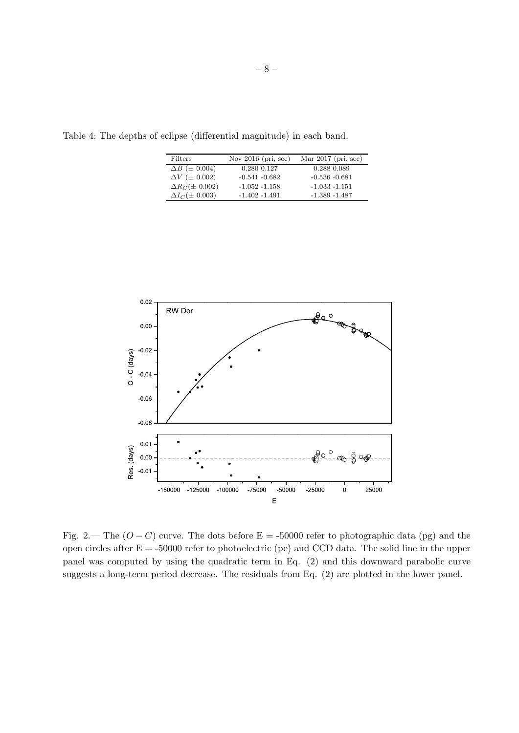Table 4: The depths of eclipse (differential magnitude) in each band.

| Filters | Nov 2016 (pri, sec) | Mar 2017 (pri, sec) |
|---|---|---|
| $\Delta B$ ($\pm$ 0.004) | 0.280 0.127 | 0.288 0.089 |
| $\Delta V$ ($\pm$ 0.002) | -0.541 -0.682 | -0.536 -0.681 |
| $\Delta R_C$($\pm$ 0.002) | -1.052 -1.158 | -1.033 -1.151 |
| $\Delta I_C$($\pm$ 0.003) | -1.402 -1.491 | -1.389 -1.487 |

Fig. 2.— The $(O - C)$ curve. The dots before E = -50000 refer to photographic data (pg) and the open circles after E = -50000 refer to photoelectric (pe) and CCD data. The solid line in the upper panel was computed by using the quadratic term in Eq. (2) and this downward parabolic curve suggests a long-term period decrease. The residuals from Eq. (2) are plotted in the lower panel.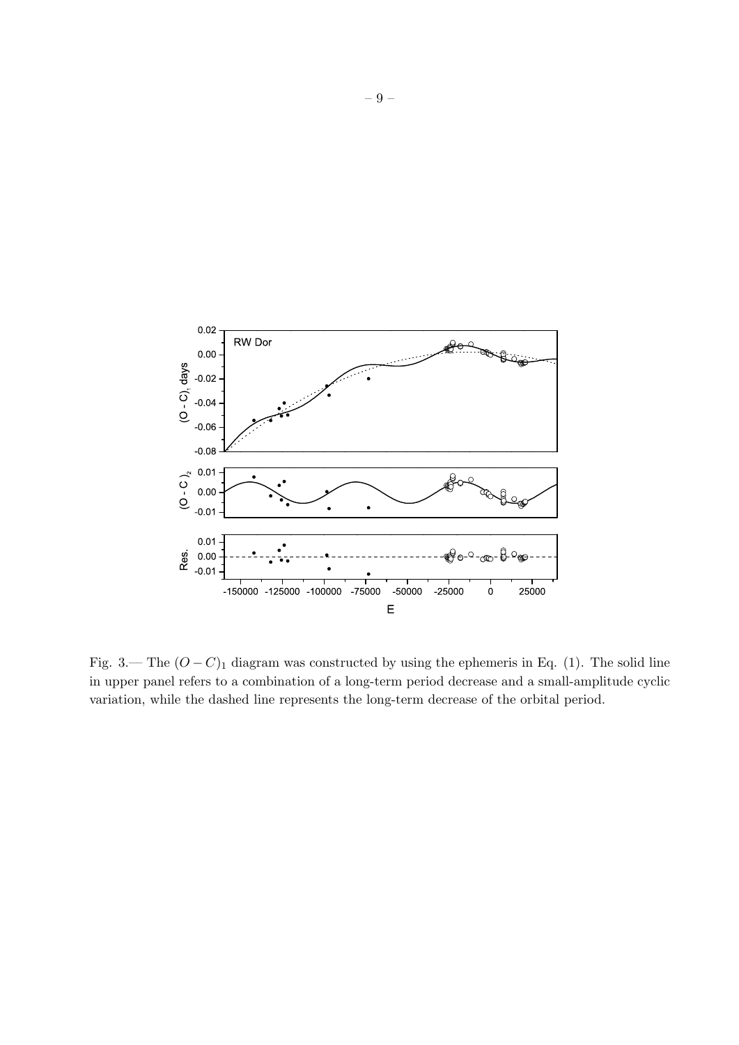Fig. 3.— The $(O-C)_1$ diagram was constructed by using the ephemeris in Eq. (1). The solid line in upper panel refers to a combination of a long-term period decrease and a small-amplitude cyclic variation, while the dashed line represents the long-term decrease of the orbital period.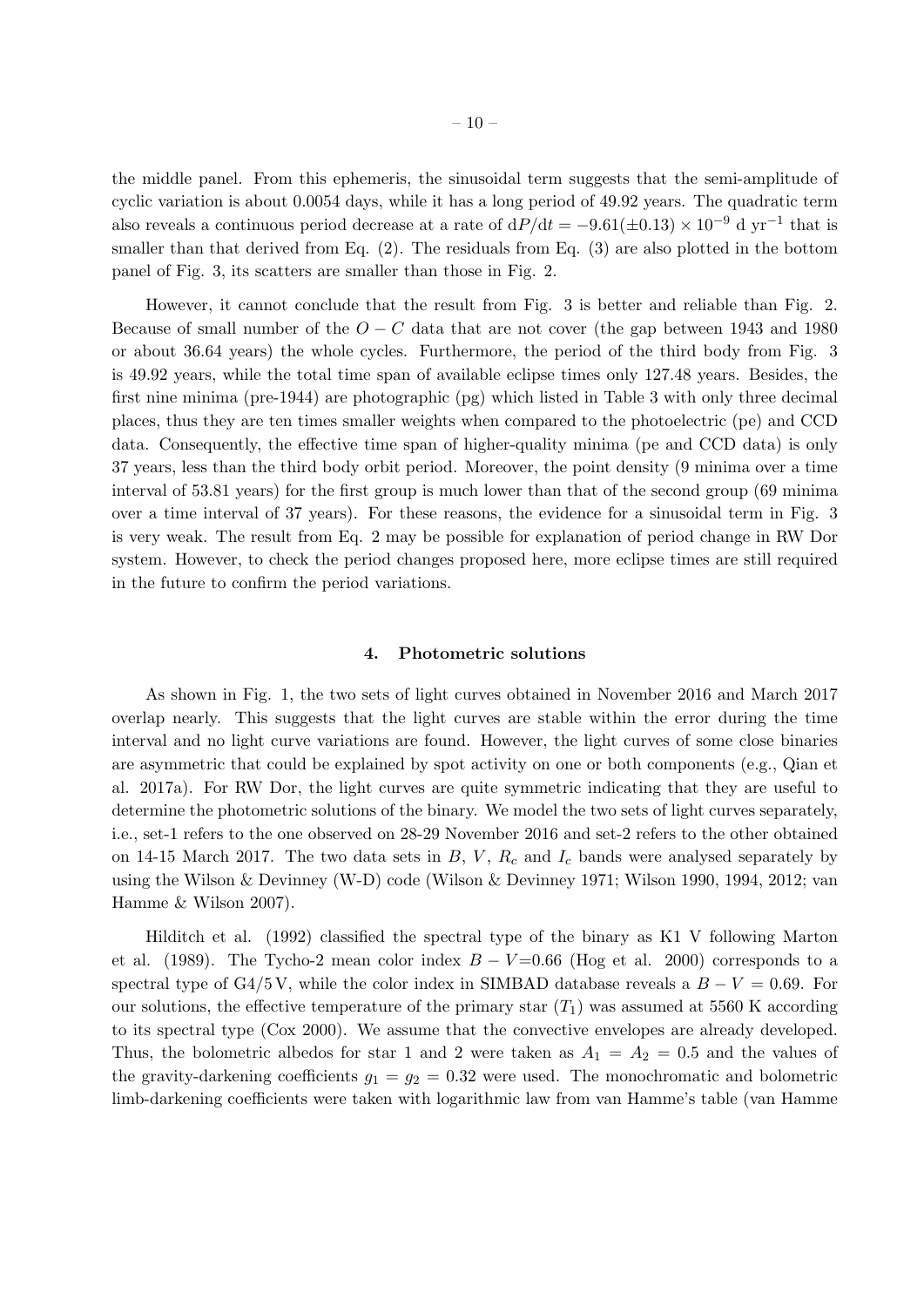the middle panel. From this ephemeris, the sinusoidal term suggests that the semi-amplitude of cyclic variation is about 0.0054 days, while it has a long period of 49.92 years. The quadratic term also reveals a continuous period decrease at a rate of $\mathrm{d}P/\mathrm{d}t = -9.61(\pm0.13) \times 10^{-9}$ d yr$^{-1}$ that is smaller than that derived from Eq. (2). The residuals from Eq. (3) are also plotted in the bottom panel of Fig. 3, its scatters are smaller than those in Fig. 2.

However, it cannot conclude that the result from Fig. 3 is better and reliable than Fig. 2. Because of small number of the $O-C$ data that are not cover (the gap between 1943 and 1980 or about 36.64 years) the whole cycles. Furthermore, the period of the third body from Fig. 3 is 49.92 years, while the total time span of available eclipse times only 127.48 years. Besides, the first nine minima (pre-1944) are photographic (pg) which listed in Table 3 with only three decimal places, thus they are ten times smaller weights when compared to the photoelectric (pe) and CCD data. Consequently, the effective time span of higher-quality minima (pe and CCD data) is only 37 years, less than the third body orbit period. Moreover, the point density (9 minima over a time interval of 53.81 years) for the first group is much lower than that of the second group (69 minima over a time interval of 37 years). For these reasons, the evidence for a sinusoidal term in Fig. 3 is very weak. The result from Eq. 2 may be possible for explanation of period change in RW Dor system. However, to check the period changes proposed here, more eclipse times are still required in the future to confirm the period variations.

## 4. Photometric solutions

As shown in Fig. 1, the two sets of light curves obtained in November 2016 and March 2017 overlap nearly. This suggests that the light curves are stable within the error during the time interval and no light curve variations are found. However, the light curves of some close binaries are asymmetric that could be explained by spot activity on one or both components (e.g., Qian et al. 2017a). For RW Dor, the light curves are quite symmetric indicating that they are useful to determine the photometric solutions of the binary. We model the two sets of light curves separately, i.e., set-1 refers to the one observed on 28-29 November 2016 and set-2 refers to the other obtained on 14-15 March 2017. The two data sets in $B$, $V$, $R_c$ and $I_c$ bands were analysed separately by using the Wilson & Devinney (W-D) code (Wilson & Devinney 1971; Wilson 1990, 1994, 2012; van Hamme & Wilson 2007).

Hilditch et al. (1992) classified the spectral type of the binary as K1 V following Marton et al. (1989). The Tycho-2 mean color index $B-V$=0.66 (Hog et al. 2000) corresponds to a spectral type of G4/5 V, while the color index in SIMBAD database reveals a $B-V = 0.69$. For our solutions, the effective temperature of the primary star ($T_1$) was assumed at 5560 K according to its spectral type (Cox 2000). We assume that the convective envelopes are already developed. Thus, the bolometric albedos for star 1 and 2 were taken as $A_1 = A_2 = 0.5$ and the values of the gravity-darkening coefficients $g_1 = g_2 = 0.32$ were used. The monochromatic and bolometric limb-darkening coefficients were taken with logarithmic law from van Hamme's table (van Hamme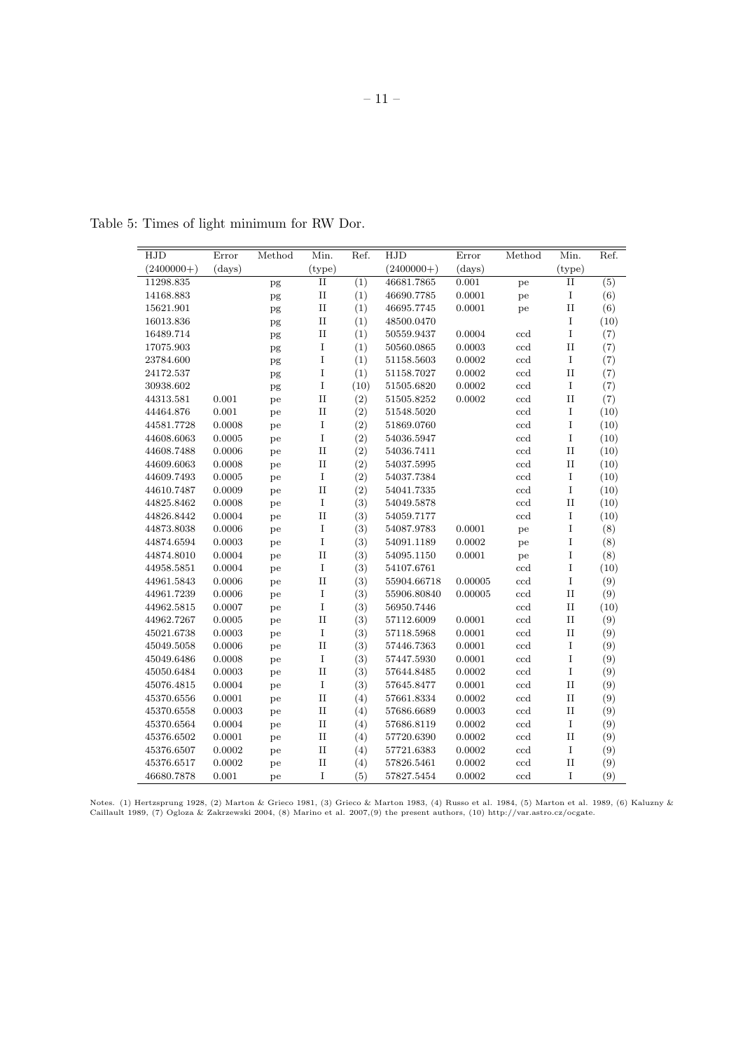Table 5: Times of light minimum for RW Dor.

| HJD (2400000+) | Error (days) | Method | Min. (type) | Ref. | HJD (2400000+) | Error (days) | Method | Min. (type) | Ref. |
|---|---|---|---|---|---|---|---|---|---|
| 11298.835 | | pg | II | (1) | 46681.7865 | 0.001 | pe | II | (5) |
| 14168.883 | | pg | II | (1) | 46690.7785 | 0.0001 | pe | I | (6) |
| 15621.901 | | pg | II | (1) | 46695.7745 | 0.0001 | pe | II | (6) |
| 16013.836 | | pg | II | (1) | 48500.0470 | | | I | (10) |
| 16489.714 | | pg | II | (1) | 50559.9437 | 0.0004 | ccd | I | (7) |
| 17075.903 | | pg | I | (1) | 50560.0865 | 0.0003 | ccd | II | (7) |
| 23784.600 | | pg | I | (1) | 51158.5603 | 0.0002 | ccd | I | (7) |
| 24172.537 | | pg | I | (1) | 51158.7027 | 0.0002 | ccd | II | (7) |
| 30938.602 | | pg | I | (10) | 51505.6820 | 0.0002 | ccd | I | (7) |
| 44313.581 | 0.001 | pe | II | (2) | 51505.8252 | 0.0002 | ccd | II | (7) |
| 44464.876 | 0.001 | pe | II | (2) | 51548.5020 | | ccd | I | (10) |
| 44581.7728 | 0.0008 | pe | I | (2) | 51869.0760 | | ccd | I | (10) |
| 44608.6063 | 0.0005 | pe | I | (2) | 54036.5947 | | ccd | I | (10) |
| 44608.7488 | 0.0006 | pe | II | (2) | 54036.7411 | | ccd | II | (10) |
| 44609.6063 | 0.0008 | pe | II | (2) | 54037.5995 | | ccd | II | (10) |
| 44609.7493 | 0.0005 | pe | I | (2) | 54037.7384 | | ccd | I | (10) |
| 44610.7487 | 0.0009 | pe | II | (2) | 54041.7335 | | ccd | I | (10) |
| 44825.8462 | 0.0008 | pe | I | (3) | 54049.5878 | | ccd | II | (10) |
| 44826.8442 | 0.0004 | pe | II | (3) | 54059.7177 | | ccd | I | (10) |
| 44873.8038 | 0.0006 | pe | I | (3) | 54087.9783 | 0.0001 | pe | I | (8) |
| 44874.6594 | 0.0003 | pe | I | (3) | 54091.1189 | 0.0002 | pe | I | (8) |
| 44874.8010 | 0.0004 | pe | II | (3) | 54095.1150 | 0.0001 | pe | I | (8) |
| 44958.5851 | 0.0004 | pe | I | (3) | 54107.6761 | | ccd | I | (10) |
| 44961.5843 | 0.0006 | pe | II | (3) | 55904.66718 | 0.00005 | ccd | I | (9) |
| 44961.7239 | 0.0006 | pe | I | (3) | 55906.80840 | 0.00005 | ccd | II | (9) |
| 44962.5815 | 0.0007 | pe | I | (3) | 56950.7446 | | ccd | II | (10) |
| 44962.7267 | 0.0005 | pe | II | (3) | 57112.6009 | 0.0001 | ccd | II | (9) |
| 45021.6738 | 0.0003 | pe | I | (3) | 57118.5968 | 0.0001 | ccd | II | (9) |
| 45049.5058 | 0.0006 | pe | II | (3) | 57446.7363 | 0.0001 | ccd | I | (9) |
| 45049.6486 | 0.0008 | pe | I | (3) | 57447.5930 | 0.0001 | ccd | I | (9) |
| 45050.6484 | 0.0003 | pe | II | (3) | 57644.8485 | 0.0002 | ccd | I | (9) |
| 45076.4815 | 0.0004 | pe | I | (3) | 57645.8477 | 0.0001 | ccd | II | (9) |
| 45370.6556 | 0.0001 | pe | II | (4) | 57661.8334 | 0.0002 | ccd | II | (9) |
| 45370.6558 | 0.0003 | pe | II | (4) | 57686.6689 | 0.0003 | ccd | II | (9) |
| 45370.6564 | 0.0004 | pe | II | (4) | 57686.8119 | 0.0002 | ccd | I | (9) |
| 45376.6502 | 0.0001 | pe | II | (4) | 57720.6390 | 0.0002 | ccd | II | (9) |
| 45376.6507 | 0.0002 | pe | II | (4) | 57721.6383 | 0.0002 | ccd | I | (9) |
| 45376.6517 | 0.0002 | pe | II | (4) | 57826.5461 | 0.0002 | ccd | II | (9) |
| 46680.7878 | 0.001 | pe | I | (5) | 57827.5454 | 0.0002 | ccd | I | (9) |

Notes. (1) Hertzsprung 1928, (2) Marton & Grieco 1981, (3) Grieco & Marton 1983, (4) Russo et al. 1984, (5) Marton et al. 1989, (6) Kaluzny & Caillault 1989, (7) Ogloza & Zakrzewski 2004, (8) Marino et al. 2007,(9) the present authors, (10) http://var.astro.cz/ocgate.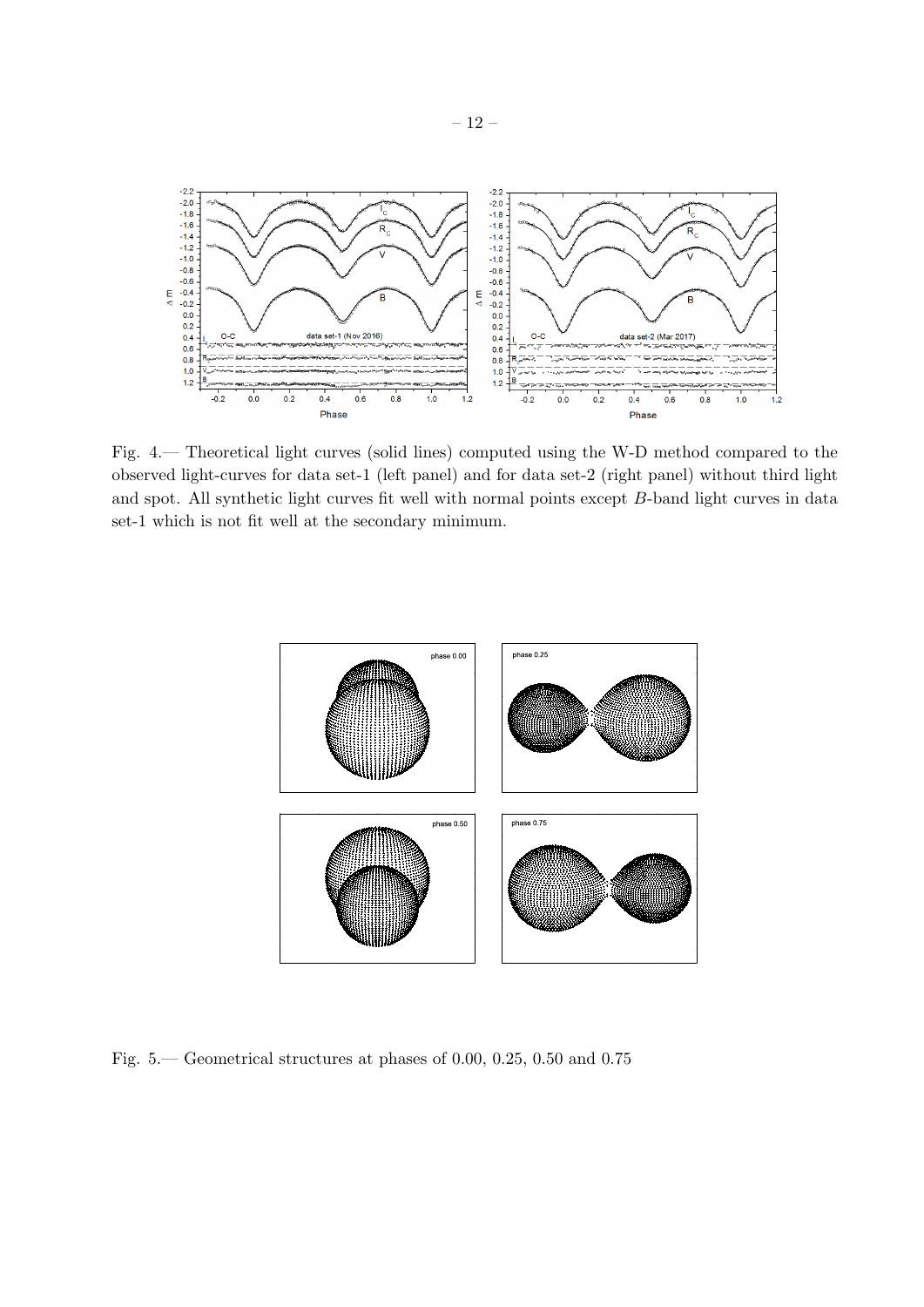Fig. 4.— Theoretical light curves (solid lines) computed using the W-D method compared to the observed light-curves for data set-1 (left panel) and for data set-2 (right panel) without third light and spot. All synthetic light curves fit well with normal points except $B$-band light curves in data set-1 which is not fit well at the secondary minimum.

Fig. 5.— Geometrical structures at phases of 0.00, 0.25, 0.50 and 0.75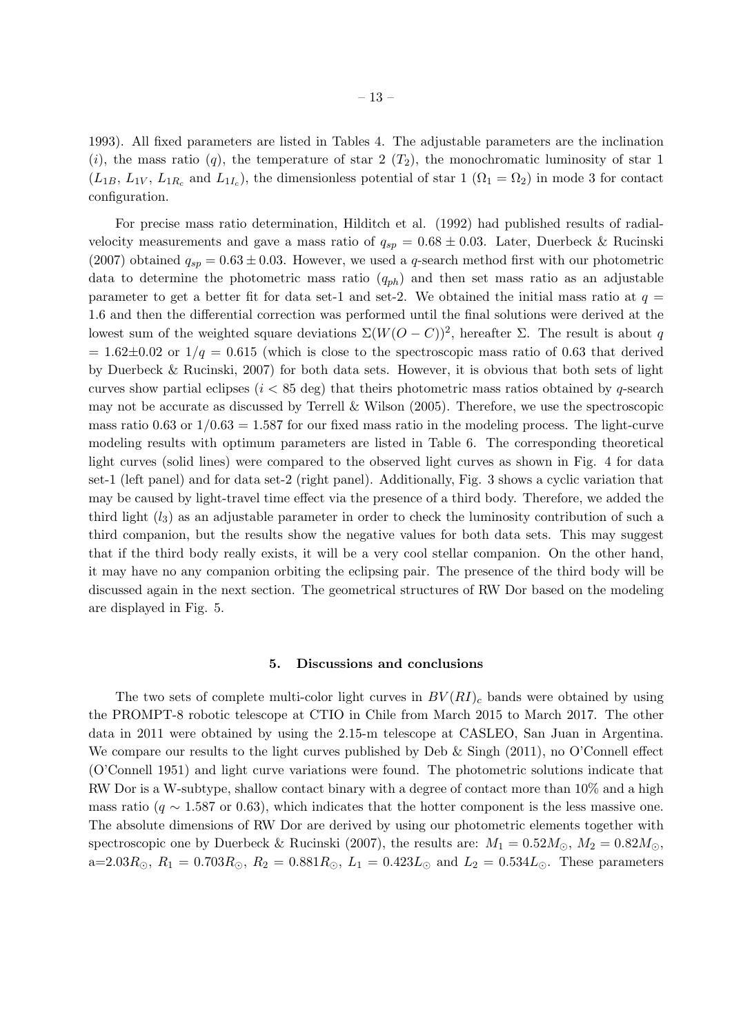1993). All fixed parameters are listed in Tables 4. The adjustable parameters are the inclination ($i$), the mass ratio ($q$), the temperature of star 2 ($T_2$), the monochromatic luminosity of star 1 ($L_{1B}$, $L_{1V}$, $L_{1R_c}$ and $L_{1I_c}$), the dimensionless potential of star 1 ($\Omega_1 = \Omega_2$) in mode 3 for contact configuration.

For precise mass ratio determination, Hilditch et al. (1992) had published results of radial-velocity measurements and gave a mass ratio of $q_{sp} = 0.68 \pm 0.03$. Later, Duerbeck & Rucinski (2007) obtained $q_{sp} = 0.63 \pm 0.03$. However, we used a $q$-search method first with our photometric data to determine the photometric mass ratio ($q_{ph}$) and then set mass ratio as an adjustable parameter to get a better fit for data set-1 and set-2. We obtained the initial mass ratio at $q = 1.6$ and then the differential correction was performed until the final solutions were derived at the lowest sum of the weighted square deviations $\Sigma(W(O-C))^2$, hereafter $\Sigma$. The result is about $q = 1.62 \pm 0.02$ or $1/q = 0.615$ (which is close to the spectroscopic mass ratio of 0.63 that derived by Duerbeck & Rucinski, 2007) for both data sets. However, it is obvious that both sets of light curves show partial eclipses ($i < 85$ deg) that theirs photometric mass ratios obtained by $q$-search may not be accurate as discussed by Terrell & Wilson (2005). Therefore, we use the spectroscopic mass ratio 0.63 or $1/0.63 = 1.587$ for our fixed mass ratio in the modeling process. The light-curve modeling results with optimum parameters are listed in Table 6. The corresponding theoretical light curves (solid lines) were compared to the observed light curves as shown in Fig. 4 for data set-1 (left panel) and for data set-2 (right panel). Additionally, Fig. 3 shows a cyclic variation that may be caused by light-travel time effect via the presence of a third body. Therefore, we added the third light ($l_3$) as an adjustable parameter in order to check the luminosity contribution of such a third companion, but the results show the negative values for both data sets. This may suggest that if the third body really exists, it will be a very cool stellar companion. On the other hand, it may have no any companion orbiting the eclipsing pair. The presence of the third body will be discussed again in the next section. The geometrical structures of RW Dor based on the modeling are displayed in Fig. 5.

## 5. Discussions and conclusions

The two sets of complete multi-color light curves in $BV(RI)_c$ bands were obtained by using the PROMPT-8 robotic telescope at CTIO in Chile from March 2015 to March 2017. The other data in 2011 were obtained by using the 2.15-m telescope at CASLEO, San Juan in Argentina. We compare our results to the light curves published by Deb & Singh (2011), no O'Connell effect (O'Connell 1951) and light curve variations were found. The photometric solutions indicate that RW Dor is a W-subtype, shallow contact binary with a degree of contact more than 10% and a high mass ratio ($q \sim 1.587$ or 0.63), which indicates that the hotter component is the less massive one. The absolute dimensions of RW Dor are derived by using our photometric elements together with spectroscopic one by Duerbeck & Rucinski (2007), the results are: $M_1 = 0.52 M_\odot$, $M_2 = 0.82 M_\odot$, a$=2.03 R_\odot$, $R_1 = 0.703 R_\odot$, $R_2 = 0.881 R_\odot$, $L_1 = 0.423 L_\odot$ and $L_2 = 0.534 L_\odot$. These parameters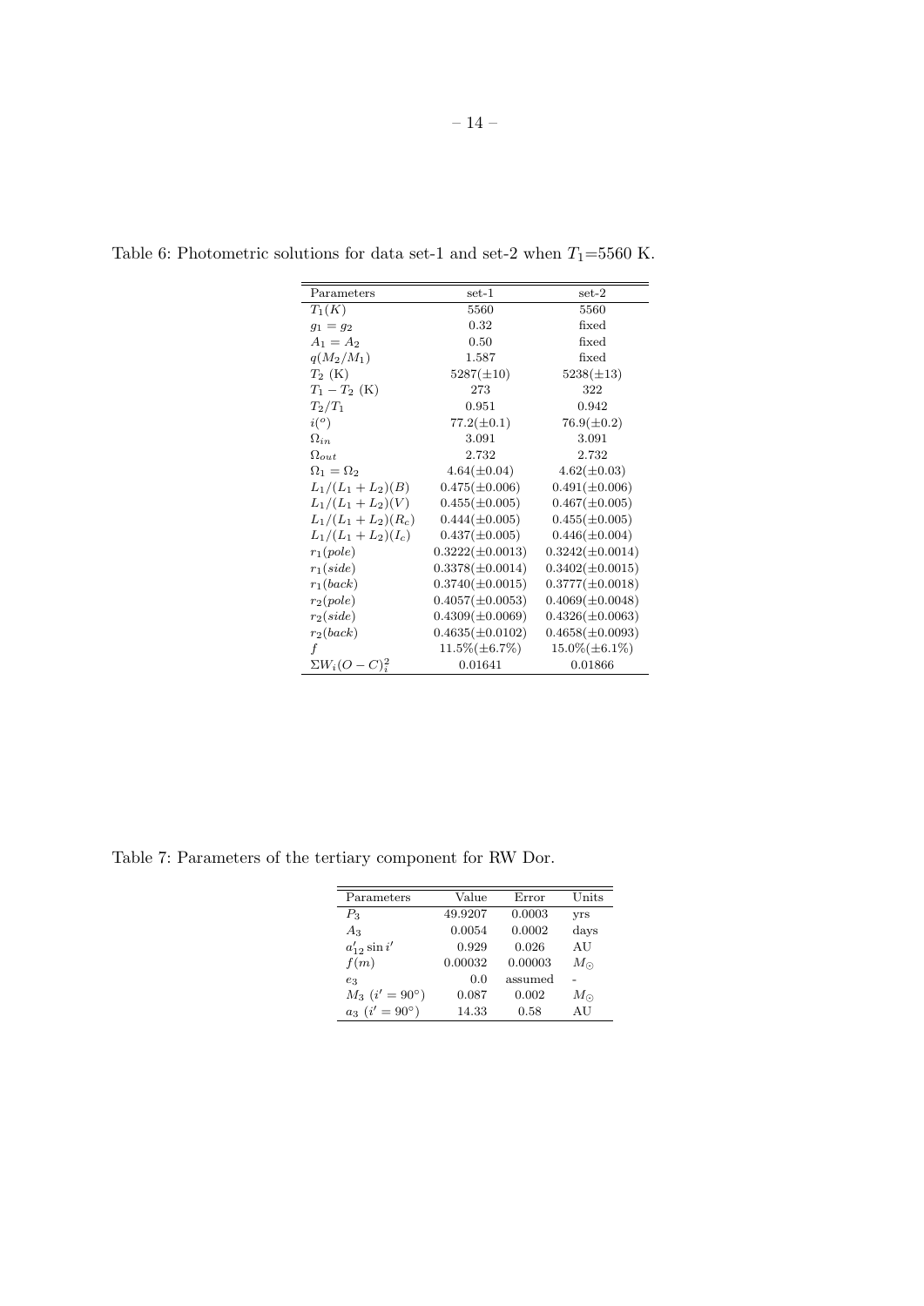Table 6: Photometric solutions for data set-1 and set-2 when $T_1$=5560 K.

| Parameters | set-1 | set-2 |
|---|---|---|
| $T_1(K)$ | 5560 | 5560 |
| $g_1 = g_2$ | 0.32 | fixed |
| $A_1 = A_2$ | 0.50 | fixed |
| $q(M_2/M_1)$ | 1.587 | fixed |
| $T_2$ (K) | 5287($\pm$10) | 5238($\pm$13) |
| $T_1 - T_2$ (K) | 273 | 322 |
| $T_2/T_1$ | 0.951 | 0.942 |
| $i(^o)$ | 77.2($\pm$0.1) | 76.9($\pm$0.2) |
| $\Omega_{in}$ | 3.091 | 3.091 |
| $\Omega_{out}$ | 2.732 | 2.732 |
| $\Omega_1 = \Omega_2$ | 4.64($\pm$0.04) | 4.62($\pm$0.03) |
| $L_1/(L_1 + L_2)(B)$ | 0.475($\pm$0.006) | 0.491($\pm$0.006) |
| $L_1/(L_1 + L_2)(V)$ | 0.455($\pm$0.005) | 0.467($\pm$0.005) |
| $L_1/(L_1 + L_2)(R_c)$ | 0.444($\pm$0.005) | 0.455($\pm$0.005) |
| $L_1/(L_1 + L_2)(I_c)$ | 0.437($\pm$0.005) | 0.446($\pm$0.004) |
| $r_1(pole)$ | 0.3222($\pm$0.0013) | 0.3242($\pm$0.0014) |
| $r_1(side)$ | 0.3378($\pm$0.0014) | 0.3402($\pm$0.0015) |
| $r_1(back)$ | 0.3740($\pm$0.0015) | 0.3777($\pm$0.0018) |
| $r_2(pole)$ | 0.4057($\pm$0.0053) | 0.4069($\pm$0.0048) |
| $r_2(side)$ | 0.4309($\pm$0.0069) | 0.4326($\pm$0.0063) |
| $r_2(back)$ | 0.4635($\pm$0.0102) | 0.4658($\pm$0.0093) |
| $f$ | 11.5%($\pm$6.7%) | 15.0%($\pm$6.1%) |
| $\Sigma W_i(O-C)_i^2$ | 0.01641 | 0.01866 |

Table 7: Parameters of the tertiary component for RW Dor.

| Parameters | Value | Error | Units |
|---|---|---|---|
| $P_3$ | 49.9207 | 0.0003 | yrs |
| $A_3$ | 0.0054 | 0.0002 | days |
| $a'_{12}\sin i'$ | 0.929 | 0.026 | AU |
| $f(m)$ | 0.00032 | 0.00003 | $M_\odot$ |
| $e_3$ | 0.0 | assumed | - |
| $M_3$ ($i' = 90^\circ$) | 0.087 | 0.002 | $M_\odot$ |
| $a_3$ ($i' = 90^\circ$) | 14.33 | 0.58 | AU |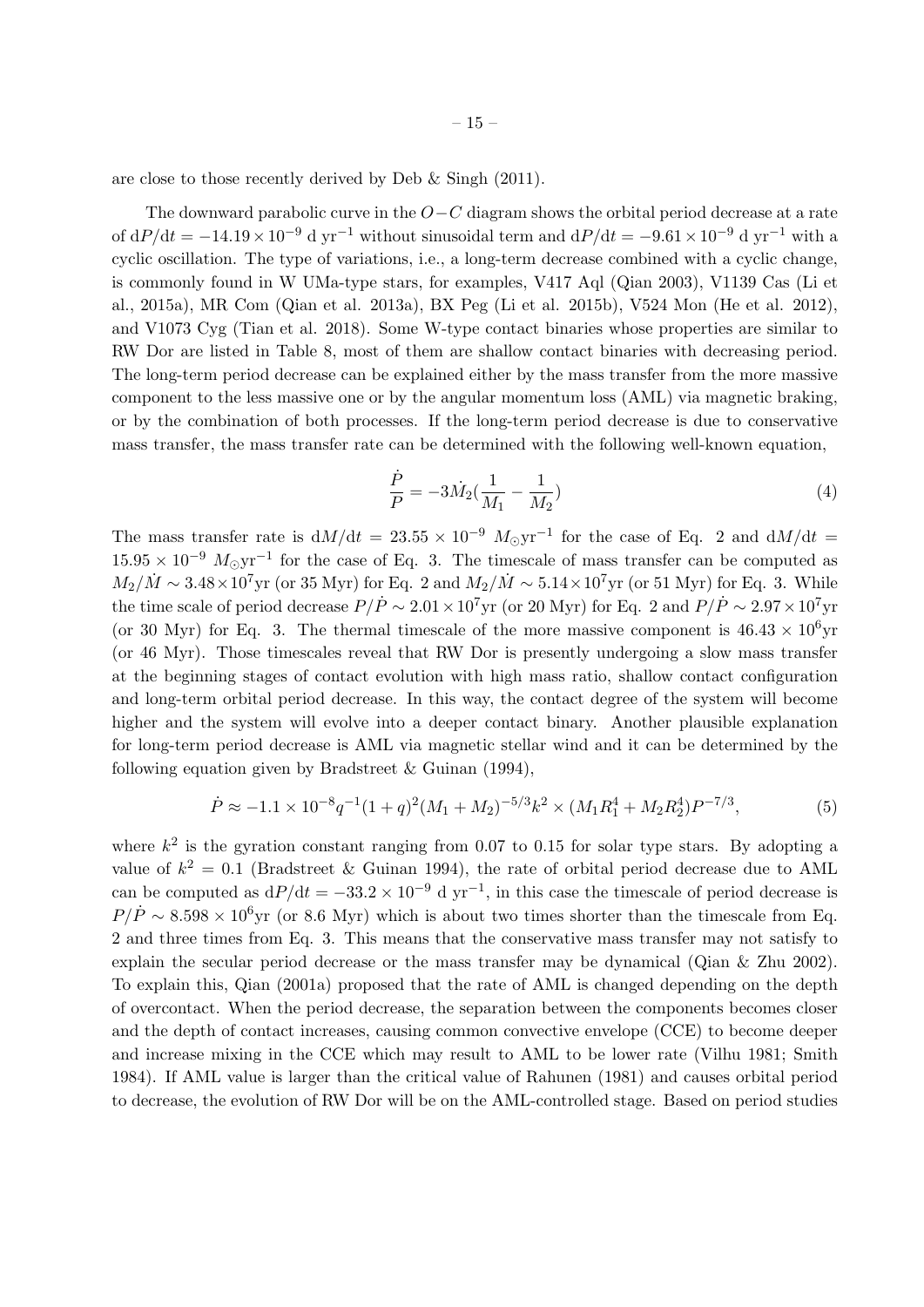are close to those recently derived by Deb & Singh (2011).

The downward parabolic curve in the $O-C$ diagram shows the orbital period decrease at a rate of $dP/dt = -14.19 \times 10^{-9}$ d yr$^{-1}$ without sinusoidal term and $dP/dt = -9.61 \times 10^{-9}$ d yr$^{-1}$ with a cyclic oscillation. The type of variations, i.e., a long-term decrease combined with a cyclic change, is commonly found in W UMa-type stars, for examples, V417 Aql (Qian 2003), V1139 Cas (Li et al., 2015a), MR Com (Qian et al. 2013a), BX Peg (Li et al. 2015b), V524 Mon (He et al. 2012), and V1073 Cyg (Tian et al. 2018). Some W-type contact binaries whose properties are similar to RW Dor are listed in Table 8, most of them are shallow contact binaries with decreasing period. The long-term period decrease can be explained either by the mass transfer from the more massive component to the less massive one or by the angular momentum loss (AML) via magnetic braking, or by the combination of both processes. If the long-term period decrease is due to conservative mass transfer, the mass transfer rate can be determined with the following well-known equation,

$$\frac{\dot{P}}{P} = -3\dot{M}_2\left(\frac{1}{M_1} - \frac{1}{M_2}\right) \tag{4}$$

The mass transfer rate is $dM/dt = 23.55 \times 10^{-9}\ M_{\odot}\mathrm{yr}^{-1}$ for the case of Eq. 2 and $dM/dt = 15.95 \times 10^{-9}\ M_{\odot}\mathrm{yr}^{-1}$ for the case of Eq. 3. The timescale of mass transfer can be computed as $M_2/\dot{M} \sim 3.48 \times 10^7$yr (or 35 Myr) for Eq. 2 and $M_2/\dot{M} \sim 5.14 \times 10^7$yr (or 51 Myr) for Eq. 3. While the time scale of period decrease $P/\dot{P} \sim 2.01 \times 10^7$yr (or 20 Myr) for Eq. 2 and $P/\dot{P} \sim 2.97 \times 10^7$yr (or 30 Myr) for Eq. 3. The thermal timescale of the more massive component is $46.43 \times 10^6$yr (or 46 Myr). Those timescales reveal that RW Dor is presently undergoing a slow mass transfer at the beginning stages of contact evolution with high mass ratio, shallow contact configuration and long-term orbital period decrease. In this way, the contact degree of the system will become higher and the system will evolve into a deeper contact binary. Another plausible explanation for long-term period decrease is AML via magnetic stellar wind and it can be determined by the following equation given by Bradstreet & Guinan (1994),

$$\dot{P} \approx -1.1 \times 10^{-8} q^{-1}(1+q)^2(M_1 + M_2)^{-5/3}k^2 \times (M_1R_1^4 + M_2R_2^4)P^{-7/3}, \tag{5}$$

where $k^2$ is the gyration constant ranging from 0.07 to 0.15 for solar type stars. By adopting a value of $k^2 = 0.1$ (Bradstreet & Guinan 1994), the rate of orbital period decrease due to AML can be computed as $dP/dt = -33.2 \times 10^{-9}$ d yr$^{-1}$, in this case the timescale of period decrease is $P/\dot{P} \sim 8.598 \times 10^6$yr (or 8.6 Myr) which is about two times shorter than the timescale from Eq. 2 and three times from Eq. 3. This means that the conservative mass transfer may not satisfy to explain the secular period decrease or the mass transfer may be dynamical (Qian & Zhu 2002). To explain this, Qian (2001a) proposed that the rate of AML is changed depending on the depth of overcontact. When the period decrease, the separation between the components becomes closer and the depth of contact increases, causing common convective envelope (CCE) to become deeper and increase mixing in the CCE which may result to AML to be lower rate (Vilhu 1981; Smith 1984). If AML value is larger than the critical value of Rahunen (1981) and causes orbital period to decrease, the evolution of RW Dor will be on the AML-controlled stage. Based on period studies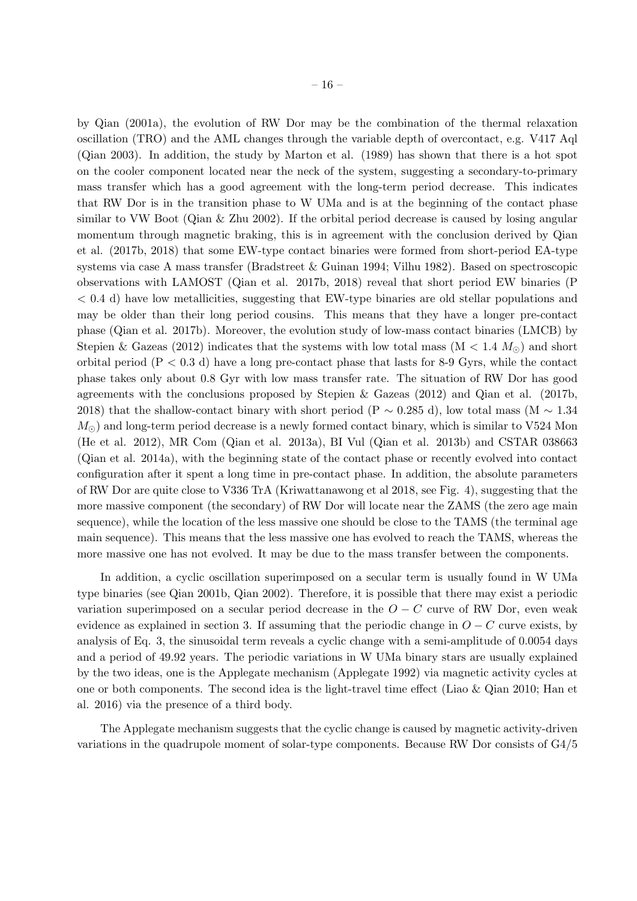by Qian (2001a), the evolution of RW Dor may be the combination of the thermal relaxation oscillation (TRO) and the AML changes through the variable depth of overcontact, e.g. V417 Aql (Qian 2003). In addition, the study by Marton et al. (1989) has shown that there is a hot spot on the cooler component located near the neck of the system, suggesting a secondary-to-primary mass transfer which has a good agreement with the long-term period decrease. This indicates that RW Dor is in the transition phase to W UMa and is at the beginning of the contact phase similar to VW Boot (Qian & Zhu 2002). If the orbital period decrease is caused by losing angular momentum through magnetic braking, this is in agreement with the conclusion derived by Qian et al. (2017b, 2018) that some EW-type contact binaries were formed from short-period EA-type systems via case A mass transfer (Bradstreet & Guinan 1994; Vilhu 1982). Based on spectroscopic observations with LAMOST (Qian et al. 2017b, 2018) reveal that short period EW binaries (P $< 0.4$ d) have low metallicities, suggesting that EW-type binaries are old stellar populations and may be older than their long period cousins. This means that they have a longer pre-contact phase (Qian et al. 2017b). Moreover, the evolution study of low-mass contact binaries (LMCB) by Stepien & Gazeas (2012) indicates that the systems with low total mass (M $< 1.4$ $M_{\odot}$) and short orbital period (P $< 0.3$ d) have a long pre-contact phase that lasts for 8-9 Gyrs, while the contact phase takes only about 0.8 Gyr with low mass transfer rate. The situation of RW Dor has good agreements with the conclusions proposed by Stepien & Gazeas (2012) and Qian et al. (2017b, 2018) that the shallow-contact binary with short period (P $\sim 0.285$ d), low total mass (M $\sim 1.34$ $M_{\odot}$) and long-term period decrease is a newly formed contact binary, which is similar to V524 Mon (He et al. 2012), MR Com (Qian et al. 2013a), BI Vul (Qian et al. 2013b) and CSTAR 038663 (Qian et al. 2014a), with the beginning state of the contact phase or recently evolved into contact configuration after it spent a long time in pre-contact phase. In addition, the absolute parameters of RW Dor are quite close to V336 TrA (Kriwattanawong et al 2018, see Fig. 4), suggesting that the more massive component (the secondary) of RW Dor will locate near the ZAMS (the zero age main sequence), while the location of the less massive one should be close to the TAMS (the terminal age main sequence). This means that the less massive one has evolved to reach the TAMS, whereas the more massive one has not evolved. It may be due to the mass transfer between the components.

In addition, a cyclic oscillation superimposed on a secular term is usually found in W UMa type binaries (see Qian 2001b, Qian 2002). Therefore, it is possible that there may exist a periodic variation superimposed on a secular period decrease in the $O-C$ curve of RW Dor, even weak evidence as explained in section 3. If assuming that the periodic change in $O-C$ curve exists, by analysis of Eq. 3, the sinusoidal term reveals a cyclic change with a semi-amplitude of 0.0054 days and a period of 49.92 years. The periodic variations in W UMa binary stars are usually explained by the two ideas, one is the Applegate mechanism (Applegate 1992) via magnetic activity cycles at one or both components. The second idea is the light-travel time effect (Liao & Qian 2010; Han et al. 2016) via the presence of a third body.

The Applegate mechanism suggests that the cyclic change is caused by magnetic activity-driven variations in the quadrupole moment of solar-type components. Because RW Dor consists of G4/5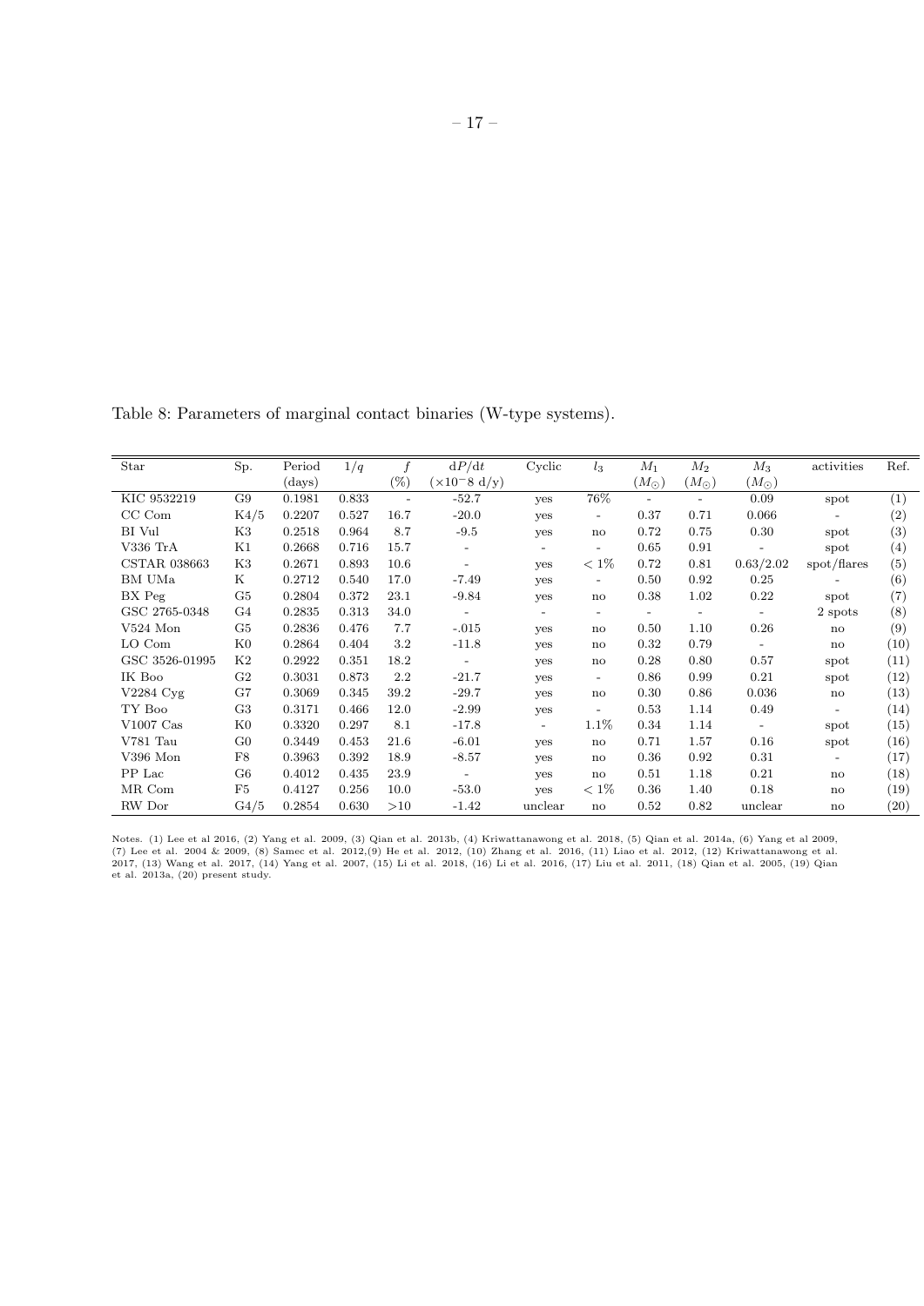Table 8: Parameters of marginal contact binaries (W-type systems).

| Star | Sp. | Period (days) | $1/q$ | $f$ (%) | $dP/dt$ ($\times 10^{-8}$ d/y) | Cyclic | $l_3$ | $M_1$ ($M_\odot$) | $M_2$ ($M_\odot$) | $M_3$ ($M_\odot$) | activities | Ref. |
|---|---|---|---|---|---|---|---|---|---|---|---|---|
| KIC 9532219 | G9 | 0.1981 | 0.833 | - | -52.7 | yes | 76% | - | - | 0.09 | spot | (1) |
| CC Com | K4/5 | 0.2207 | 0.527 | 16.7 | -20.0 | yes | - | 0.37 | 0.71 | 0.066 | - | (2) |
| BI Vul | K3 | 0.2518 | 0.964 | 8.7 | -9.5 | yes | no | 0.72 | 0.75 | 0.30 | spot | (3) |
| V336 TrA | K1 | 0.2668 | 0.716 | 15.7 | - | - | - | 0.65 | 0.91 | - | spot | (4) |
| CSTAR 038663 | K3 | 0.2671 | 0.893 | 10.6 | - | yes | $< 1\%$ | 0.72 | 0.81 | 0.63/2.02 | spot/flares | (5) |
| BM UMa | K | 0.2712 | 0.540 | 17.0 | -7.49 | yes | - | 0.50 | 0.92 | 0.25 | - | (6) |
| BX Peg | G5 | 0.2804 | 0.372 | 23.1 | -9.84 | yes | no | 0.38 | 1.02 | 0.22 | spot | (7) |
| GSC 2765-0348 | G4 | 0.2835 | 0.313 | 34.0 | - | - | - | - | - | - | 2 spots | (8) |
| V524 Mon | G5 | 0.2836 | 0.476 | 7.7 | -.015 | yes | no | 0.50 | 1.10 | 0.26 | no | (9) |
| LO Com | K0 | 0.2864 | 0.404 | 3.2 | -11.8 | yes | no | 0.32 | 0.79 | - | no | (10) |
| GSC 3526-01995 | K2 | 0.2922 | 0.351 | 18.2 | - | yes | no | 0.28 | 0.80 | 0.57 | spot | (11) |
| IK Boo | G2 | 0.3031 | 0.873 | 2.2 | -21.7 | yes | - | 0.86 | 0.99 | 0.21 | spot | (12) |
| V2284 Cyg | G7 | 0.3069 | 0.345 | 39.2 | -29.7 | yes | no | 0.30 | 0.86 | 0.036 | no | (13) |
| TY Boo | G3 | 0.3171 | 0.466 | 12.0 | -2.99 | yes | - | 0.53 | 1.14 | 0.49 | - | (14) |
| V1007 Cas | K0 | 0.3320 | 0.297 | 8.1 | -17.8 | - | 1.1% | 0.34 | 1.14 | - | spot | (15) |
| V781 Tau | G0 | 0.3449 | 0.453 | 21.6 | -6.01 | yes | no | 0.71 | 1.57 | 0.16 | spot | (16) |
| V396 Mon | F8 | 0.3963 | 0.392 | 18.9 | -8.57 | yes | no | 0.36 | 0.92 | 0.31 | - | (17) |
| PP Lac | G6 | 0.4012 | 0.435 | 23.9 | - | yes | no | 0.51 | 1.18 | 0.21 | no | (18) |
| MR Com | F5 | 0.4127 | 0.256 | 10.0 | -53.0 | yes | $< 1\%$ | 0.36 | 1.40 | 0.18 | no | (19) |
| RW Dor | G4/5 | 0.2854 | 0.630 | >10 | -1.42 | unclear | no | 0.52 | 0.82 | unclear | no | (20) |

Notes. (1) Lee et al 2016, (2) Yang et al. 2009, (3) Qian et al. 2013b, (4) Kriwattanawong et al. 2018, (5) Qian et al. 2014a, (6) Yang et al 2009, (7) Lee et al. 2004 & 2009, (8) Samec et al. 2012,(9) He et al. 2012, (10) Zhang et al. 2016, (11) Liao et al. 2012, (12) Kriwattanawong et al. 2017, (13) Wang et al. 2017, (14) Yang et al. 2007, (15) Li et al. 2018, (16) Li et al. 2016, (17) Liu et al. 2011, (18) Qian et al. 2005, (19) Qian et al. 2013a, (20) present study.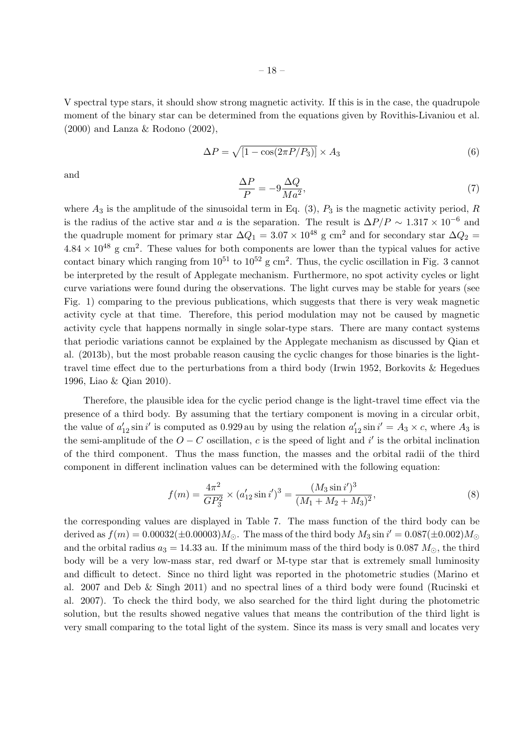V spectral type stars, it should show strong magnetic activity. If this is in the case, the quadrupole moment of the binary star can be determined from the equations given by Rovithis-Livaniou et al. (2000) and Lanza & Rodono (2002),

$$\Delta P = \sqrt{[1 - \cos(2\pi P/P_3)]} \times A_3 \tag{6}$$

and

$$\frac{\Delta P}{P} = -9\frac{\Delta Q}{Ma^2}, \tag{7}$$

where $A_3$ is the amplitude of the sinusoidal term in Eq. (3), $P_3$ is the magnetic activity period, $R$ is the radius of the active star and $a$ is the separation. The result is $\Delta P/P \sim 1.317 \times 10^{-6}$ and the quadruple moment for primary star $\Delta Q_1 = 3.07 \times 10^{48}$ g cm$^2$ and for secondary star $\Delta Q_2 = 4.84 \times 10^{48}$ g cm$^2$. These values for both components are lower than the typical values for active contact binary which ranging from $10^{51}$ to $10^{52}$ g cm$^2$. Thus, the cyclic oscillation in Fig. 3 cannot be interpreted by the result of Applegate mechanism. Furthermore, no spot activity cycles or light curve variations were found during the observations. The light curves may be stable for years (see Fig. 1) comparing to the previous publications, which suggests that there is very weak magnetic activity cycle at that time. Therefore, this period modulation may not be caused by magnetic activity cycle that happens normally in single solar-type stars. There are many contact systems that periodic variations cannot be explained by the Applegate mechanism as discussed by Qian et al. (2013b), but the most probable reason causing the cyclic changes for those binaries is the light-travel time effect due to the perturbations from a third body (Irwin 1952, Borkovits & Hegedues 1996, Liao & Qian 2010).

Therefore, the plausible idea for the cyclic period change is the light-travel time effect via the presence of a third body. By assuming that the tertiary component is moving in a circular orbit, the value of $a'_{12} \sin i'$ is computed as 0.929 au by using the relation $a'_{12} \sin i' = A_3 \times c$, where $A_3$ is the semi-amplitude of the $O - C$ oscillation, $c$ is the speed of light and $i'$ is the orbital inclination of the third component. Thus the mass function, the masses and the orbital radii of the third component in different inclination values can be determined with the following equation:

$$f(m) = \frac{4\pi^2}{GP_3^2} \times (a'_{12} \sin i')^3 = \frac{(M_3 \sin i')^3}{(M_1 + M_2 + M_3)^2}, \tag{8}$$

the corresponding values are displayed in Table 7. The mass function of the third body can be derived as $f(m) = 0.00032(\pm 0.00003)M_\odot$. The mass of the third body $M_3 \sin i' = 0.087(\pm 0.002)M_\odot$ and the orbital radius $a_3 = 14.33$ au. If the minimum mass of the third body is 0.087 $M_\odot$, the third body will be a very low-mass star, red dwarf or M-type star that is extremely small luminosity and difficult to detect. Since no third light was reported in the photometric studies (Marino et al. 2007 and Deb & Singh 2011) and no spectral lines of a third body were found (Rucinski et al. 2007). To check the third body, we also searched for the third light during the photometric solution, but the results showed negative values that means the contribution of the third light is very small comparing to the total light of the system. Since its mass is very small and locates very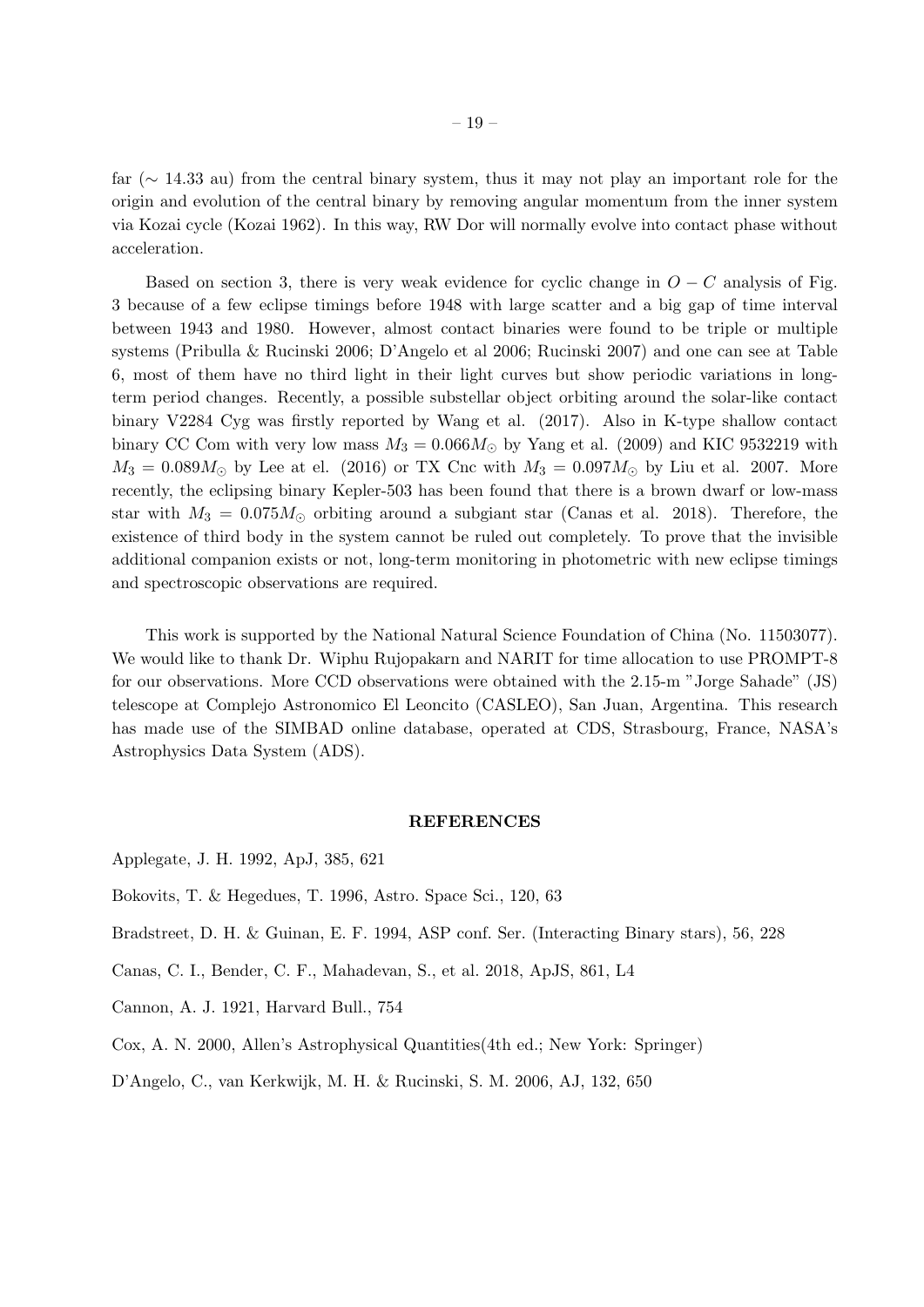far ($\sim$ 14.33 au) from the central binary system, thus it may not play an important role for the origin and evolution of the central binary by removing angular momentum from the inner system via Kozai cycle (Kozai 1962). In this way, RW Dor will normally evolve into contact phase without acceleration.

Based on section 3, there is very weak evidence for cyclic change in $O-C$ analysis of Fig. 3 because of a few eclipse timings before 1948 with large scatter and a big gap of time interval between 1943 and 1980. However, almost contact binaries were found to be triple or multiple systems (Pribulla & Rucinski 2006; D'Angelo et al 2006; Rucinski 2007) and one can see at Table 6, most of them have no third light in their light curves but show periodic variations in long-term period changes. Recently, a possible substellar object orbiting around the solar-like contact binary V2284 Cyg was firstly reported by Wang et al. (2017). Also in K-type shallow contact binary CC Com with very low mass $M_3 = 0.066M_{\odot}$ by Yang et al. (2009) and KIC 9532219 with $M_3 = 0.089M_{\odot}$ by Lee at el. (2016) or TX Cnc with $M_3 = 0.097M_{\odot}$ by Liu et al. 2007. More recently, the eclipsing binary Kepler-503 has been found that there is a brown dwarf or low-mass star with $M_3 = 0.075M_{\odot}$ orbiting around a subgiant star (Canas et al. 2018). Therefore, the existence of third body in the system cannot be ruled out completely. To prove that the invisible additional companion exists or not, long-term monitoring in photometric with new eclipse timings and spectroscopic observations are required.

This work is supported by the National Natural Science Foundation of China (No. 11503077). We would like to thank Dr. Wiphu Rujopakarn and NARIT for time allocation to use PROMPT-8 for our observations. More CCD observations were obtained with the 2.15-m "Jorge Sahade" (JS) telescope at Complejo Astronomico El Leoncito (CASLEO), San Juan, Argentina. This research has made use of the SIMBAD online database, operated at CDS, Strasbourg, France, NASA's Astrophysics Data System (ADS).

## REFERENCES

Applegate, J. H. 1992, ApJ, 385, 621

Bokovits, T. & Hegedues, T. 1996, Astro. Space Sci., 120, 63

Bradstreet, D. H. & Guinan, E. F. 1994, ASP conf. Ser. (Interacting Binary stars), 56, 228

Canas, C. I., Bender, C. F., Mahadevan, S., et al. 2018, ApJS, 861, L4

Cannon, A. J. 1921, Harvard Bull., 754

Cox, A. N. 2000, Allen's Astrophysical Quantities(4th ed.; New York: Springer)

D'Angelo, C., van Kerkwijk, M. H. & Rucinski, S. M. 2006, AJ, 132, 650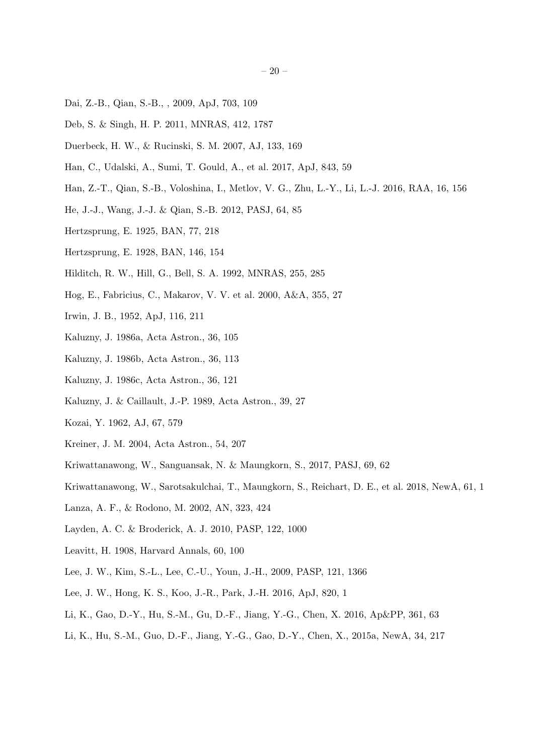Dai, Z.-B., Qian, S.-B., , 2009, ApJ, 703, 109

Deb, S. & Singh, H. P. 2011, MNRAS, 412, 1787

Duerbeck, H. W., & Rucinski, S. M. 2007, AJ, 133, 169

Han, C., Udalski, A., Sumi, T. Gould, A., et al. 2017, ApJ, 843, 59

Han, Z.-T., Qian, S.-B., Voloshina, I., Metlov, V. G., Zhu, L.-Y., Li, L.-J. 2016, RAA, 16, 156

He, J.-J., Wang, J.-J. & Qian, S.-B. 2012, PASJ, 64, 85

Hertzsprung, E. 1925, BAN, 77, 218

Hertzsprung, E. 1928, BAN, 146, 154

Hilditch, R. W., Hill, G., Bell, S. A. 1992, MNRAS, 255, 285

Hog, E., Fabricius, C., Makarov, V. V. et al. 2000, A&A, 355, 27

Irwin, J. B., 1952, ApJ, 116, 211

Kaluzny, J. 1986a, Acta Astron., 36, 105

Kaluzny, J. 1986b, Acta Astron., 36, 113

Kaluzny, J. 1986c, Acta Astron., 36, 121

Kaluzny, J. & Caillault, J.-P. 1989, Acta Astron., 39, 27

Kozai, Y. 1962, AJ, 67, 579

Kreiner, J. M. 2004, Acta Astron., 54, 207

Kriwattanawong, W., Sanguansak, N. & Maungkorn, S., 2017, PASJ, 69, 62

Kriwattanawong, W., Sarotsakulchai, T., Maungkorn, S., Reichart, D. E., et al. 2018, NewA, 61, 1

Lanza, A. F., & Rodono, M. 2002, AN, 323, 424

Layden, A. C. & Broderick, A. J. 2010, PASP, 122, 1000

Leavitt, H. 1908, Harvard Annals, 60, 100

Lee, J. W., Kim, S.-L., Lee, C.-U., Youn, J.-H., 2009, PASP, 121, 1366

Lee, J. W., Hong, K. S., Koo, J.-R., Park, J.-H. 2016, ApJ, 820, 1

Li, K., Gao, D.-Y., Hu, S.-M., Gu, D.-F., Jiang, Y.-G., Chen, X. 2016, Ap&PP, 361, 63

Li, K., Hu, S.-M., Guo, D.-F., Jiang, Y.-G., Gao, D.-Y., Chen, X., 2015a, NewA, 34, 217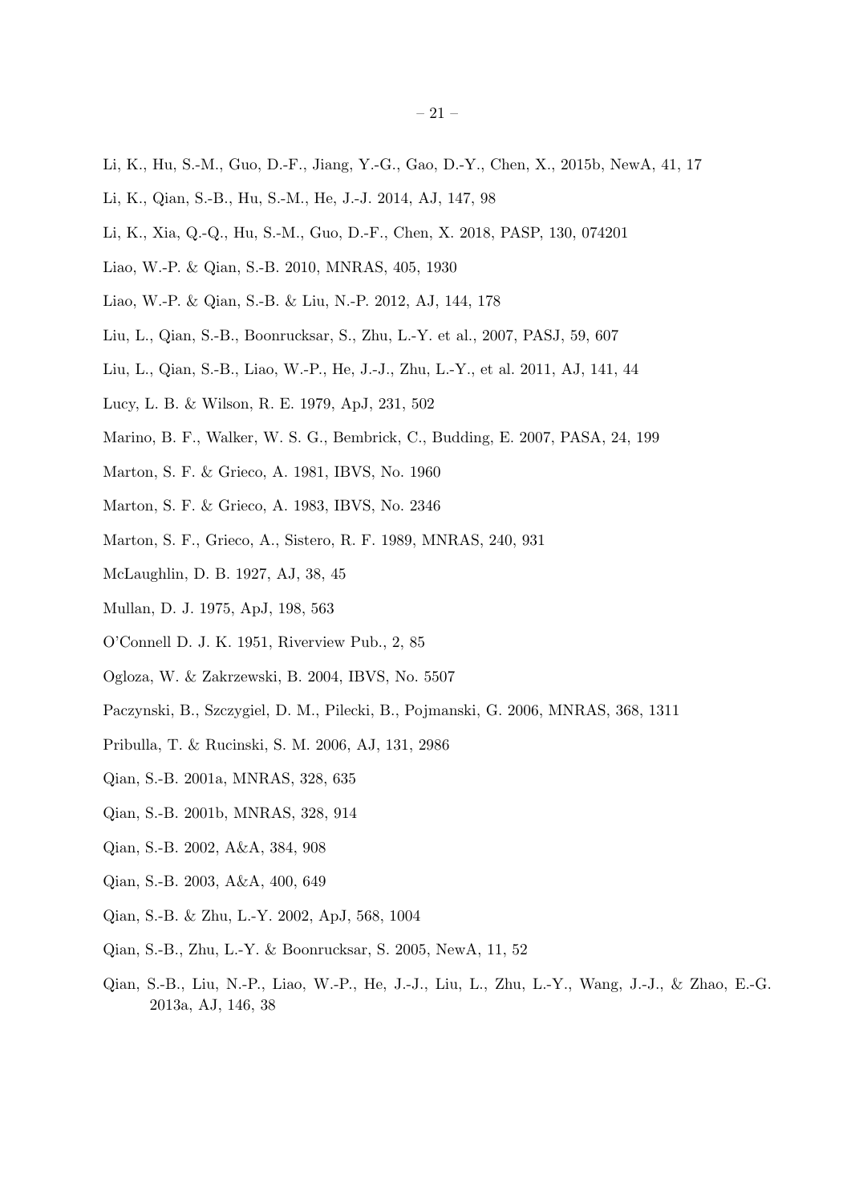Li, K., Hu, S.-M., Guo, D.-F., Jiang, Y.-G., Gao, D.-Y., Chen, X., 2015b, NewA, 41, 17

Li, K., Qian, S.-B., Hu, S.-M., He, J.-J. 2014, AJ, 147, 98

Li, K., Xia, Q.-Q., Hu, S.-M., Guo, D.-F., Chen, X. 2018, PASP, 130, 074201

Liao, W.-P. & Qian, S.-B. 2010, MNRAS, 405, 1930

Liao, W.-P. & Qian, S.-B. & Liu, N.-P. 2012, AJ, 144, 178

Liu, L., Qian, S.-B., Boonrucksar, S., Zhu, L.-Y. et al., 2007, PASJ, 59, 607

Liu, L., Qian, S.-B., Liao, W.-P., He, J.-J., Zhu, L.-Y., et al. 2011, AJ, 141, 44

Lucy, L. B. & Wilson, R. E. 1979, ApJ, 231, 502

Marino, B. F., Walker, W. S. G., Bembrick, C., Budding, E. 2007, PASA, 24, 199

Marton, S. F. & Grieco, A. 1981, IBVS, No. 1960

Marton, S. F. & Grieco, A. 1983, IBVS, No. 2346

Marton, S. F., Grieco, A., Sistero, R. F. 1989, MNRAS, 240, 931

McLaughlin, D. B. 1927, AJ, 38, 45

Mullan, D. J. 1975, ApJ, 198, 563

O'Connell D. J. K. 1951, Riverview Pub., 2, 85

Ogloza, W. & Zakrzewski, B. 2004, IBVS, No. 5507

Paczynski, B., Szczygiel, D. M., Pilecki, B., Pojmanski, G. 2006, MNRAS, 368, 1311

Pribulla, T. & Rucinski, S. M. 2006, AJ, 131, 2986

Qian, S.-B. 2001a, MNRAS, 328, 635

Qian, S.-B. 2001b, MNRAS, 328, 914

Qian, S.-B. 2002, A&A, 384, 908

Qian, S.-B. 2003, A&A, 400, 649

Qian, S.-B. & Zhu, L.-Y. 2002, ApJ, 568, 1004

Qian, S.-B., Zhu, L.-Y. & Boonrucksar, S. 2005, NewA, 11, 52

Qian, S.-B., Liu, N.-P., Liao, W.-P., He, J.-J., Liu, L., Zhu, L.-Y., Wang, J.-J., & Zhao, E.-G. 2013a, AJ, 146, 38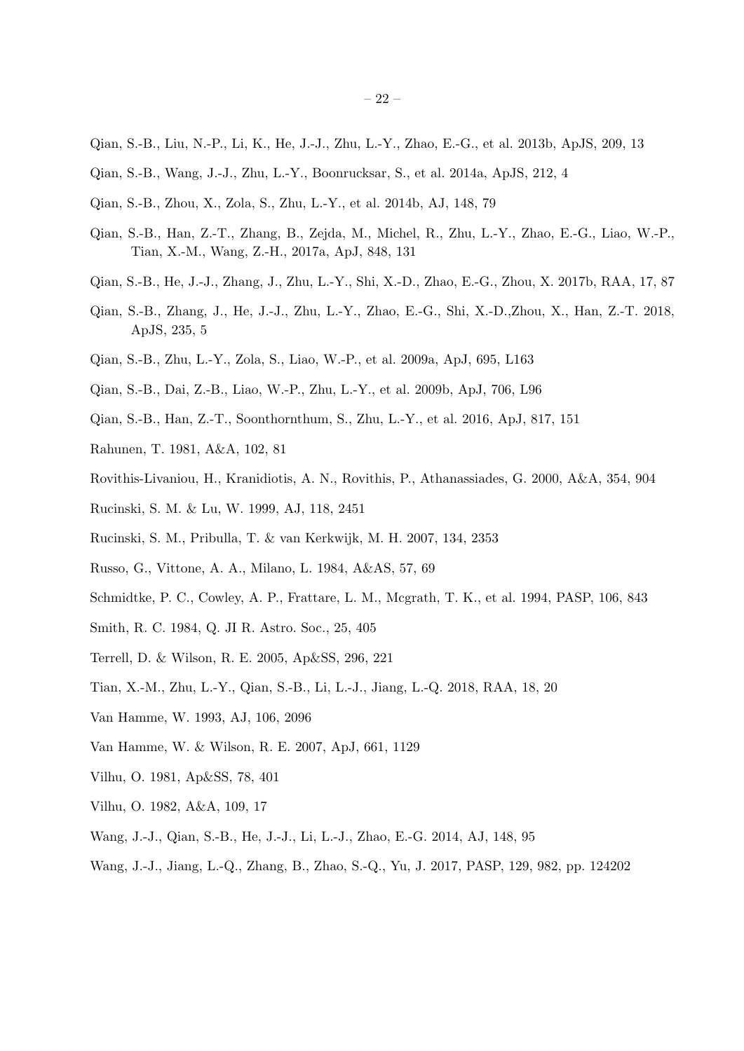Qian, S.-B., Liu, N.-P., Li, K., He, J.-J., Zhu, L.-Y., Zhao, E.-G., et al. 2013b, ApJS, 209, 13

Qian, S.-B., Wang, J.-J., Zhu, L.-Y., Boonrucksar, S., et al. 2014a, ApJS, 212, 4

Qian, S.-B., Zhou, X., Zola, S., Zhu, L.-Y., et al. 2014b, AJ, 148, 79

Qian, S.-B., Han, Z.-T., Zhang, B., Zejda, M., Michel, R., Zhu, L.-Y., Zhao, E.-G., Liao, W.-P., Tian, X.-M., Wang, Z.-H., 2017a, ApJ, 848, 131

Qian, S.-B., He, J.-J., Zhang, J., Zhu, L.-Y., Shi, X.-D., Zhao, E.-G., Zhou, X. 2017b, RAA, 17, 87

Qian, S.-B., Zhang, J., He, J.-J., Zhu, L.-Y., Zhao, E.-G., Shi, X.-D.,Zhou, X., Han, Z.-T. 2018, ApJS, 235, 5

Qian, S.-B., Zhu, L.-Y., Zola, S., Liao, W.-P., et al. 2009a, ApJ, 695, L163

Qian, S.-B., Dai, Z.-B., Liao, W.-P., Zhu, L.-Y., et al. 2009b, ApJ, 706, L96

Qian, S.-B., Han, Z.-T., Soonthornthum, S., Zhu, L.-Y., et al. 2016, ApJ, 817, 151

Rahunen, T. 1981, A&A, 102, 81

Rovithis-Livaniou, H., Kranidiotis, A. N., Rovithis, P., Athanassiades, G. 2000, A&A, 354, 904

Rucinski, S. M. & Lu, W. 1999, AJ, 118, 2451

Rucinski, S. M., Pribulla, T. & van Kerkwijk, M. H. 2007, 134, 2353

Russo, G., Vittone, A. A., Milano, L. 1984, A&AS, 57, 69

Schmidtke, P. C., Cowley, A. P., Frattare, L. M., Mcgrath, T. K., et al. 1994, PASP, 106, 843

Smith, R. C. 1984, Q. JI R. Astro. Soc., 25, 405

Terrell, D. & Wilson, R. E. 2005, Ap&SS, 296, 221

Tian, X.-M., Zhu, L.-Y., Qian, S.-B., Li, L.-J., Jiang, L.-Q. 2018, RAA, 18, 20

Van Hamme, W. 1993, AJ, 106, 2096

Van Hamme, W. & Wilson, R. E. 2007, ApJ, 661, 1129

Vilhu, O. 1981, Ap&SS, 78, 401

Vilhu, O. 1982, A&A, 109, 17

Wang, J.-J., Qian, S.-B., He, J.-J., Li, L.-J., Zhao, E.-G. 2014, AJ, 148, 95

Wang, J.-J., Jiang, L.-Q., Zhang, B., Zhao, S.-Q., Yu, J. 2017, PASP, 129, 982, pp. 124202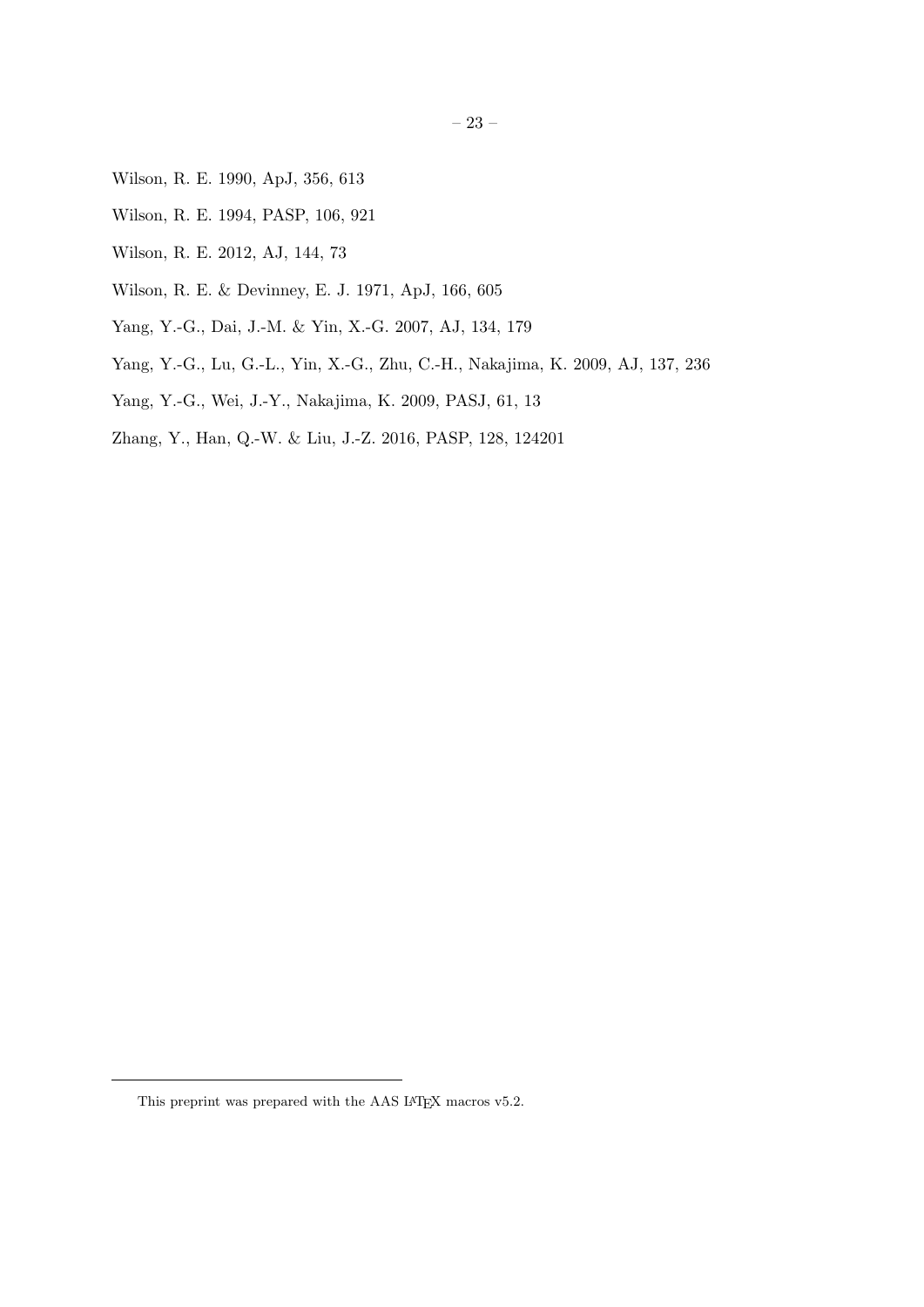Wilson, R. E. 1990, ApJ, 356, 613

Wilson, R. E. 1994, PASP, 106, 921

Wilson, R. E. 2012, AJ, 144, 73

Wilson, R. E. & Devinney, E. J. 1971, ApJ, 166, 605

Yang, Y.-G., Dai, J.-M. & Yin, X.-G. 2007, AJ, 134, 179

Yang, Y.-G., Lu, G.-L., Yin, X.-G., Zhu, C.-H., Nakajima, K. 2009, AJ, 137, 236

Yang, Y.-G., Wei, J.-Y., Nakajima, K. 2009, PASJ, 61, 13

Zhang, Y., Han, Q.-W. & Liu, J.-Z. 2016, PASP, 128, 124201

---

This preprint was prepared with the AAS LaTeX macros v5.2.